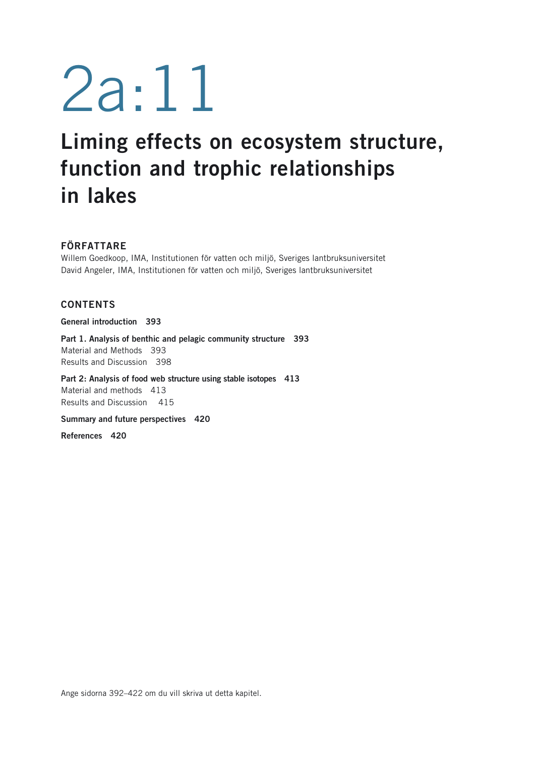# 2a:11

# Liming effects on ecosystem structure, function and trophic relationships in lakes

## FÖRFATTARE

Willem Goedkoop, IMA, Institutionen för vatten och miljö, Sveriges lantbruksuniversitet
David Angeler, IMA, Institutionen för vatten och miljö, Sveriges lantbruksuniversitet

## CONTENTS

**General introduction 393**

**Part 1. Analysis of benthic and pelagic community structure 393**
Material and Methods 393
Results and Discussion 398

**Part 2: Analysis of food web structure using stable isotopes 413**
Material and methods 413
Results and Discussion 415

**Summary and future perspectives 420**

**References 420**

Ange sidorna 392–422 om du vill skriva ut detta kapitel.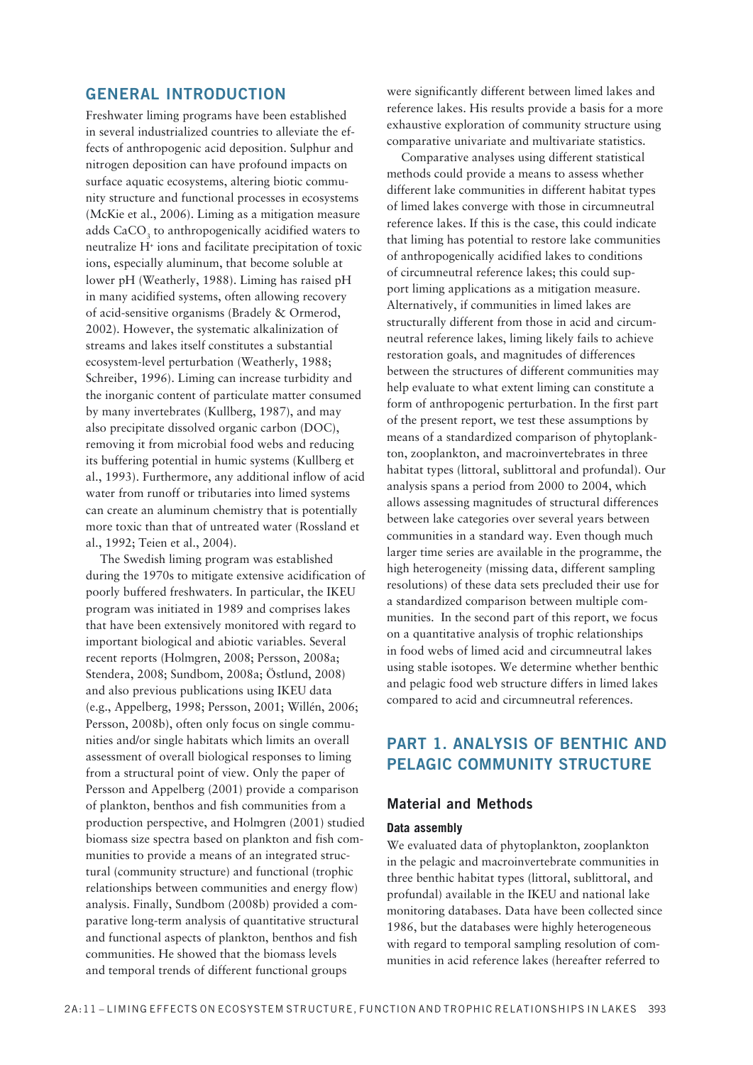## GENERAL INTRODUCTION

Freshwater liming programs have been established in several industrialized countries to alleviate the effects of anthropogenic acid deposition. Sulphur and nitrogen deposition can have profound impacts on surface aquatic ecosystems, altering biotic community structure and functional processes in ecosystems (McKie et al., 2006). Liming as a mitigation measure adds $CaCO_3$ to anthropogenically acidified waters to neutralize $H^+$ ions and facilitate precipitation of toxic ions, especially aluminum, that become soluble at lower pH (Weatherly, 1988). Liming has raised pH in many acidified systems, often allowing recovery of acid-sensitive organisms (Bradely & Ormerod, 2002). However, the systematic alkalinization of streams and lakes itself constitutes a substantial ecosystem-level perturbation (Weatherly, 1988; Schreiber, 1996). Liming can increase turbidity and the inorganic content of particulate matter consumed by many invertebrates (Kullberg, 1987), and may also precipitate dissolved organic carbon (DOC), removing it from microbial food webs and reducing its buffering potential in humic systems (Kullberg et al., 1993). Furthermore, any additional inflow of acid water from runoff or tributaries into limed systems can create an aluminum chemistry that is potentially more toxic than that of untreated water (Rossland et al., 1992; Teien et al., 2004).

The Swedish liming program was established during the 1970s to mitigate extensive acidification of poorly buffered freshwaters. In particular, the IKEU program was initiated in 1989 and comprises lakes that have been extensively monitored with regard to important biological and abiotic variables. Several recent reports (Holmgren, 2008; Persson, 2008a; Stendera, 2008; Sundbom, 2008a; Östlund, 2008) and also previous publications using IKEU data (e.g., Appelberg, 1998; Persson, 2001; Willén, 2006; Persson, 2008b), often only focus on single communities and/or single habitats which limits an overall assessment of overall biological responses to liming from a structural point of view. Only the paper of Persson and Appelberg (2001) provide a comparison of plankton, benthos and fish communities from a production perspective, and Holmgren (2001) studied biomass size spectra based on plankton and fish communities to provide a means of an integrated structural (community structure) and functional (trophic relationships between communities and energy flow) analysis. Finally, Sundbom (2008b) provided a comparative long-term analysis of quantitative structural and functional aspects of plankton, benthos and fish communities. He showed that the biomass levels and temporal trends of different functional groups were significantly different between limed lakes and reference lakes. His results provide a basis for a more exhaustive exploration of community structure using comparative univariate and multivariate statistics.

Comparative analyses using different statistical methods could provide a means to assess whether different lake communities in different habitat types of limed lakes converge with those in circumneutral reference lakes. If this is the case, this could indicate that liming has potential to restore lake communities of anthropogenically acidified lakes to conditions of circumneutral reference lakes; this could support liming applications as a mitigation measure. Alternatively, if communities in limed lakes are structurally different from those in acid and circumneutral reference lakes, liming likely fails to achieve restoration goals, and magnitudes of differences between the structures of different communities may help evaluate to what extent liming can constitute a form of anthropogenic perturbation. In the first part of the present report, we test these assumptions by means of a standardized comparison of phytoplankton, zooplankton, and macroinvertebrates in three habitat types (littoral, sublittoral and profundal). Our analysis spans a period from 2000 to 2004, which allows assessing magnitudes of structural differences between lake categories over several years between communities in a standard way. Even though much larger time series are available in the programme, the high heterogeneity (missing data, different sampling resolutions) of these data sets precluded their use for a standardized comparison between multiple communities. In the second part of this report, we focus on a quantitative analysis of trophic relationships in food webs of limed acid and circumneutral lakes using stable isotopes. We determine whether benthic and pelagic food web structure differs in limed lakes compared to acid and circumneutral references.

## PART 1. ANALYSIS OF BENTHIC AND PELAGIC COMMUNITY STRUCTURE

### Material and Methods

#### Data assembly

We evaluated data of phytoplankton, zooplankton in the pelagic and macroinvertebrate communities in three benthic habitat types (littoral, sublittoral, and profundal) available in the IKEU and national lake monitoring databases. Data have been collected since 1986, but the databases were highly heterogeneous with regard to temporal sampling resolution of communities in acid reference lakes (hereafter referred to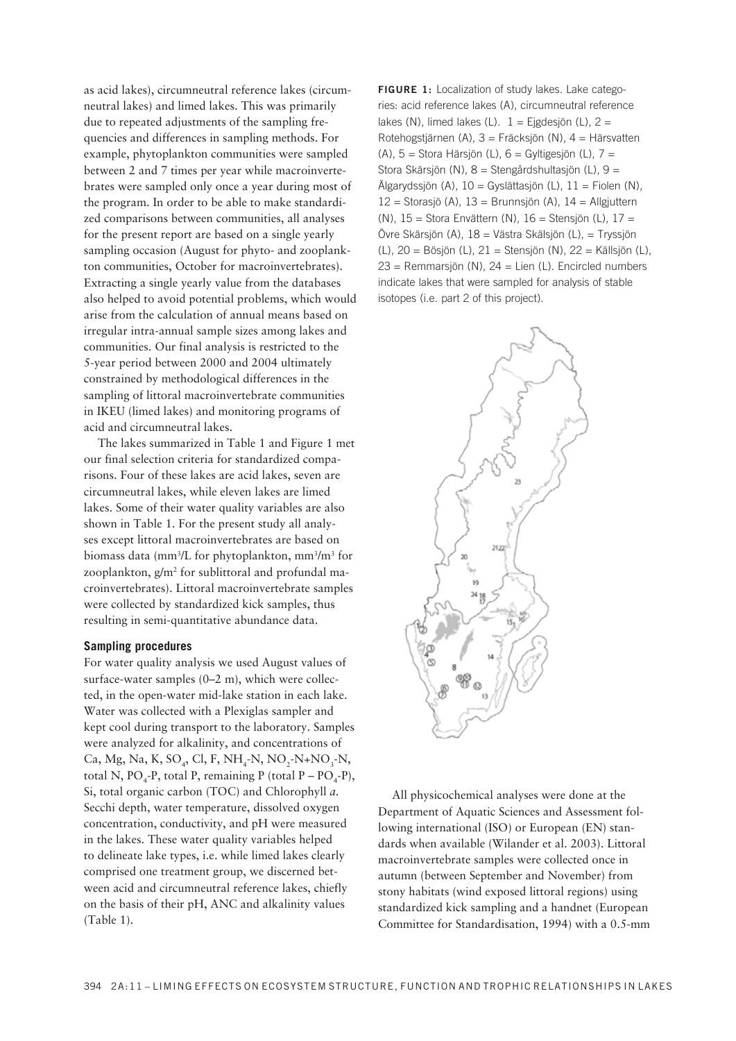as acid lakes), circumneutral reference lakes (circumneutral lakes) and limed lakes. This was primarily due to repeated adjustments of the sampling frequencies and differences in sampling methods. For example, phytoplankton communities were sampled between 2 and 7 times per year while macroinvertebrates were sampled only once a year during most of the program. In order to be able to make standardized comparisons between communities, all analyses for the present report are based on a single yearly sampling occasion (August for phyto- and zooplankton communities, October for macroinvertebrates). Extracting a single yearly value from the databases also helped to avoid potential problems, which would arise from the calculation of annual means based on irregular intra-annual sample sizes among lakes and communities. Our final analysis is restricted to the 5-year period between 2000 and 2004 ultimately constrained by methodological differences in the sampling of littoral macroinvertebrate communities in IKEU (limed lakes) and monitoring programs of acid and circumneutral lakes.

The lakes summarized in Table 1 and Figure 1 met our final selection criteria for standardized comparisons. Four of these lakes are acid lakes, seven are circumneutral lakes, while eleven lakes are limed lakes. Some of their water quality variables are also shown in Table 1. For the present study all analyses except littoral macroinvertebrates are based on biomass data ($mm^3/L$ for phytoplankton, $mm^3/m^3$ for zooplankton, $g/m^2$ for sublittoral and profundal macroinvertebrates). Littoral macroinvertebrate samples were collected by standardized kick samples, thus resulting in semi-quantitative abundance data.

### Sampling procedures

For water quality analysis we used August values of surface-water samples (0–2 m), which were collected, in the open-water mid-lake station in each lake. Water was collected with a Plexiglas sampler and kept cool during transport to the laboratory. Samples were analyzed for alkalinity, and concentrations of Ca, Mg, Na, K, $SO_4$, Cl, F, $NH_4$-N, $NO_2$-N+$NO_3$-N, total N, $PO_4$-P, total P, remaining P (total P – $PO_4$-P), Si, total organic carbon (TOC) and Chlorophyll *a*. Secchi depth, water temperature, dissolved oxygen concentration, conductivity, and pH were measured in the lakes. These water quality variables helped to delineate lake types, i.e. while limed lakes clearly comprised one treatment group, we discerned between acid and circumneutral reference lakes, chiefly on the basis of their pH, ANC and alkalinity values (Table 1).

**FIGURE 1:** Localization of study lakes. Lake categories: acid reference lakes (A), circumneutral reference lakes (N), limed lakes (L). 1 = Ejgdesjön (L), 2 = Rotehogstjärnen (A), 3 = Fräcksjön (N), 4 = Härsvatten (A), 5 = Stora Härsjön (L), 6 = Gyltigesjön (L), 7 = Stora Skärsjön (N), 8 = Stengårdshultasjön (L), 9 = Älgarydssjön (A), 10 = Gyslättasjön (L), 11 = Fiolen (N), 12 = Storasjö (A), 13 = Brunnsjön (A), 14 = Allgjuttern (N), 15 = Stora Envättern (N), 16 = Stensjön (L), 17 = Övre Skärsjön (A), 18 = Västra Skälsjön (L), = Tryssjön (L), 20 = Bösjön (L), 21 = Stensjön (N), 22 = Källsjön (L), 23 = Remmarsjön (N), 24 = Lien (L). Encircled numbers indicate lakes that were sampled for analysis of stable isotopes (i.e. part 2 of this project).

All physicochemical analyses were done at the Department of Aquatic Sciences and Assessment following international (ISO) or European (EN) standards when available (Wilander et al. 2003). Littoral macroinvertebrate samples were collected once in autumn (between September and November) from stony habitats (wind exposed littoral regions) using standardized kick sampling and a handnet (European Committee for Standardisation, 1994) with a 0.5-mm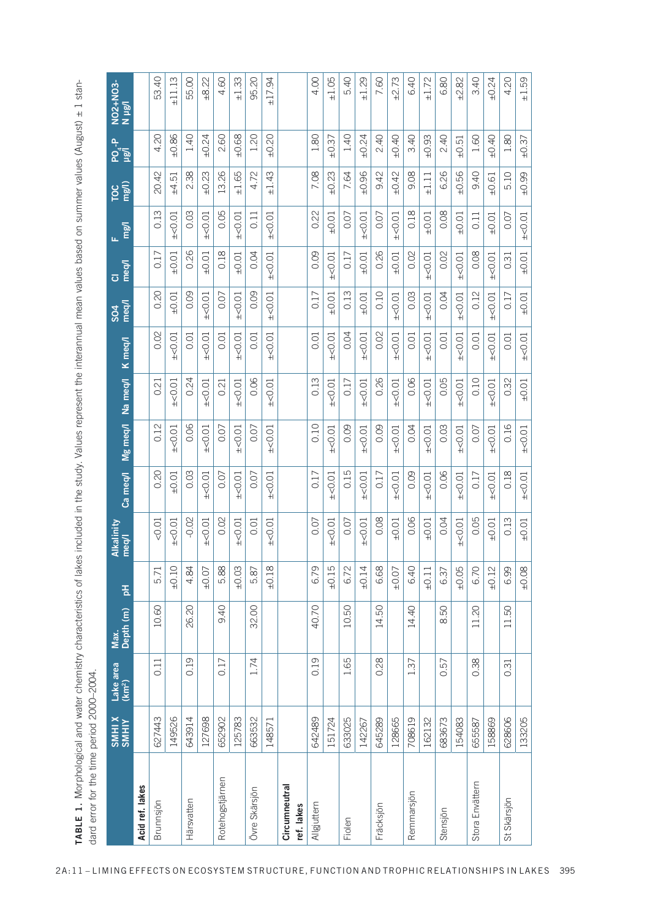**TABLE 1.** Morphological and water chemistry characteristics of lakes included in the study. Values represent the interannual mean values based on summer values (August) ± 1 standard error for the time period 2000–2004.

| | SMHI X SMHIY | Lake area (km²) | Max. Depth (m) | pH | Alkalinity meq/l | Ca meq/l | Mg meq/l | Na meq/l | K meq/l | SO4 meq/l | Cl meq/l | F mg/l | TOC mg/l) | $PO_4$-P µg/l | NO2+NO3-N µg/l |
|---|---|---|---|---|---|---|---|---|---|---|---|---|---|---|---|
| **Acid ref. lakes** | | | | | | | | | | | | | | | |
| Brunnsjön | 627443 | 0.11 | 10.60 | 5.71 | <0.01 | 0.20 | 0.12 | 0.21 | 0.02 | 0.20 | 0.17 | 0.13 | 20.42 | 4.20 | 53.40 |
| | 149526 | | | ±0.10 | ±<0.01 | ±0.01 | ±<0.01 | ±<0.01 | ±<0.01 | ±0.01 | ±0.01 | ±<0.01 | ±4.51 | ±0.86 | ±11.13 |
| Härsvatten | 643914 | 0.19 | 26.20 | 4.84 | -0.02 | 0.03 | 0.06 | 0.24 | 0.01 | 0.09 | 0.26 | 0.03 | 2.38 | 1.40 | 55.00 |
| | 127698 | | | ±0.07 | ±<0.01 | ±<0.01 | ±<0.01 | ±<0.01 | ±<0.01 | ±<0.01 | ±0.01 | ±<0.01 | ±0.23 | ±0.24 | ±8.22 |
| Rotehogstjärnen | 652902 | 0.17 | 9.40 | 5.88 | 0.02 | 0.07 | 0.07 | 0.21 | 0.01 | 0.07 | 0.18 | 0.05 | 13.26 | 2.60 | 4.60 |
| | 125783 | | | ±0.03 | ±<0.01 | ±<0.01 | ±<0.01 | ±<0.01 | ±<0.01 | ±<0.01 | ±0.01 | ±<0.01 | ±1.65 | ±0.68 | ±1.33 |
| Övre Skärsjön | 663532 | 1.74 | 32.00 | 5.87 | 0.01 | 0.07 | 0.07 | 0.06 | 0.01 | 0.09 | 0.04 | 0.11 | 4.72 | 1.20 | 95.20 |
| | 148571 | | | ±0.18 | ±<0.01 | ±<0.01 | ±<0.01 | ±<0.01 | ±<0.01 | ±<0.01 | ±<0.01 | ±<0.01 | ±1.43 | ±0.20 | ±17.94 |
| **Circumneutral ref. lakes** | | | | | | | | | | | | | | | |
| Allgjuttern | 642489 | 0.19 | 40.70 | 6.79 | 0.07 | 0.17 | 0.10 | 0.13 | 0.01 | 0.17 | 0.09 | 0.22 | 7.08 | 1.80 | 4.00 |
| | 151724 | | | ±0.15 | ±<0.01 | ±<0.01 | ±<0.01 | ±<0.01 | ±<0.01 | ±0.01 | ±<0.01 | ±0.01 | ±0.23 | ±0.37 | ±1.05 |
| Fiolen | 633025 | 1.65 | 10.50 | 6.72 | 0.07 | 0.15 | 0.09 | 0.17 | 0.04 | 0.13 | 0.17 | 0.07 | 7.64 | 1.40 | 5.40 |
| | 142267 | | | ±0.14 | ±<0.01 | ±<0.01 | ±<0.01 | ±<0.01 | ±<0.01 | ±0.01 | ±0.01 | ±<0.01 | ±0.96 | ±0.24 | ±1.29 |
| Fräcksjön | 645289 | 0.28 | 14.50 | 6.68 | 0.08 | 0.17 | 0.09 | 0.26 | 0.02 | 0.10 | 0.26 | 0.07 | 9.42 | 2.40 | 7.60 |
| | 128665 | | | ±0.07 | ±0.01 | ±<0.01 | ±<0.01 | ±<0.01 | ±<0.01 | ±<0.01 | ±0.01 | ±<0.01 | ±0.42 | ±0.40 | ±2.73 |
| Remmarsjön | 708619 | 1.37 | 14.40 | 6.40 | 0.06 | 0.09 | 0.04 | 0.06 | 0.01 | 0.03 | 0.02 | 0.18 | 9.08 | 3.40 | 6.40 |
| | 162132 | | | ±0.11 | ±0.01 | ±<0.01 | ±<0.01 | ±<0.01 | ±<0.01 | ±<0.01 | ±<0.01 | ±0.01 | ±1.11 | ±0.93 | ±1.72 |
| Stensjön | 683673 | 0.57 | 8.50 | 6.37 | 0.04 | 0.06 | 0.03 | 0.05 | 0.01 | 0.04 | 0.02 | 0.08 | 6.26 | 2.40 | 6.80 |
| | 154083 | | | ±0.05 | ±<0.01 | ±<0.01 | ±<0.01 | ±<0.01 | ±<0.01 | ±<0.01 | ±<0.01 | ±0.01 | ±0.56 | ±0.51 | ±2.82 |
| Stora Envättern | 655587 | 0.38 | 11.20 | 6.70 | 0.05 | 0.17 | 0.07 | 0.10 | 0.01 | 0.12 | 0.08 | 0.11 | 9.40 | 1.60 | 3.40 |
| | 158869 | | | ±0.12 | ±0.01 | ±<0.01 | ±<0.01 | ±<0.01 | ±<0.01 | ±<0.01 | ±<0.01 | ±0.01 | ±0.61 | ±0.40 | ±0.24 |
| St Skärsjön | 628606 | 0.31 | 11.50 | 6.99 | 0.13 | 0.18 | 0.16 | 0.32 | 0.01 | 0.17 | 0.31 | 0.07 | 5.10 | 1.80 | 4.20 |
| | 133205 | | | ±0.08 | ±0.01 | ±<0.01 | ±<0.01 | ±0.01 | ±<0.01 | ±0.01 | ±0.01 | ±<0.01 | ±0.99 | ±0.37 | ±1.59 |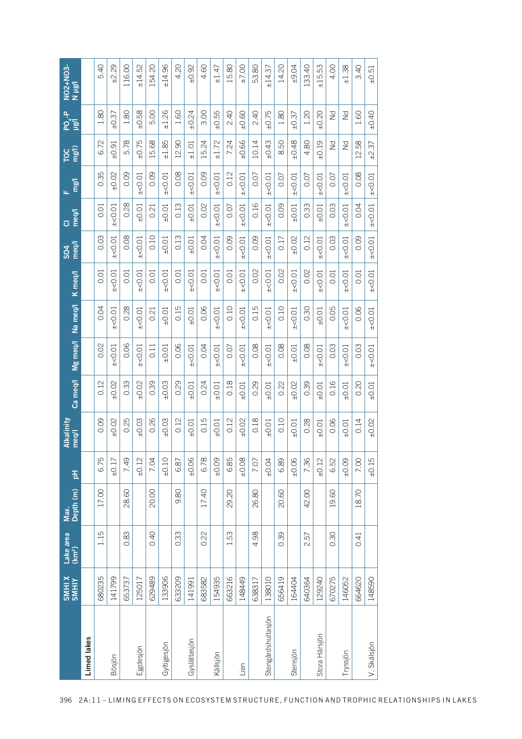| | SMHI X SMHIY | Lake area (km²) | Max. Depth (m) | pH | Alkalinity meq/l | Ca meq/l | Mg meq/l | Na meq/l | K meq/l | SO4 meq/l | Cl meq/l | F mg/l | TOC mg/l) | $PO_4$-P µg/l | NO2+NO3-N µg/l |
|---|---|---|---|---|---|---|---|---|---|---|---|---|---|---|---|
| **Limed lakes** | | | | | | | | | | | | | | | |
| Bösjön | 680235 | 1.15 | 17.00 | 6.75 | 0.09 | 0.12 | 0.02 | 0.04 | 0.01 | 0.03 | 0.01 | 0.35 | 6.72 | 1.80 | 5.40 |
| | 141799 | | | ±0.17 | ±0.02 | ±0.02 | ±<0.01 | ±<0.01 | ±<0.01 | ±<0.01 | ±<0.01 | ±0.02 | ±0.91 | ±0.37 | ±2.29 |
| Ejgdesjön | 653737 | 0.83 | 28.60 | 7.49 | 0.25 | 0.33 | 0.06 | 0.28 | 0.01 | 0.08 | 0.28 | 0.09 | 5.78 | 1.80 | 116.00 |
| | 125017 | | | ±0.12 | ±0.03 | ±0.02 | ±<0.01 | ±0.01 | ±<0.01 | ±<0.01 | ±0.01 | ±<0.01 | ±0.75 | ±0.58 | ±14.52 |
| Gyltigesjön | 629489 | 0.40 | 20.00 | 7.04 | 0.26 | 0.39 | 0.11 | 0.21 | 0.01 | 0.10 | 0.21 | 0.09 | 15.68 | 5.00 | 154.20 |
| | 133906 | | | ±0.10 | ±0.03 | ±0.03 | ±0.01 | ±0.01 | ±<0.01 | ±0.01 | ±0.01 | ±<0.01 | ±1.85 | ±1.26 | ±14.96 |
| Gyslättasjön | 633209 | 0.33 | 9.80 | 6.87 | 0.12 | 0.29 | 0.06 | 0.15 | 0.01 | 0.13 | 0.13 | 0.08 | 12.90 | 1.60 | 4.20 |
| | 141991 | | | ±0.06 | ±0.01 | ±0.01 | ±<0.01 | ±0.01 | ±<0.01 | ±0.01 | ±0.01 | ±<0.01 | ±1.01 | ±0.24 | ±0.92 |
| Källsjön | 683582 | 0.22 | 17.40 | 6.78 | 0.15 | 0.24 | 0.04 | 0.06 | 0.01 | 0.04 | 0.02 | 0.09 | 15.24 | 3.00 | 4.60 |
| | 154935 | | | ±0.09 | ±0.01 | ±0.01 | ±<0.01 | ±<0.01 | ±<0.01 | ±<0.01 | ±<0.01 | ±<0.01 | ±1.72 | ±0.55 | ±1.47 |
| Lien | 663216 | 1.53 | 29.20 | 6.85 | 0.12 | 0.18 | 0.07 | 0.10 | 0.01 | 0.09 | 0.07 | 0.12 | 7.24 | 2.40 | 15.80 |
| | 148449 | | | ±0.08 | ±0.02 | ±0.01 | ±<0.01 | ±<0.01 | ±<0.01 | ±<0.01 | ±<0.01 | ±<0.01 | ±0.66 | ±0.60 | ±7.00 |
| Stengårdshultasjön | 638317 | 4.98 | 26.80 | 7.07 | 0.18 | 0.29 | 0.08 | 0.15 | 0.02 | 0.09 | 0.16 | 0.07 | 10.14 | 2.40 | 53.80 |
| | 138010 | | | ±0.04 | ±0.01 | ±0.01 | ±<0.01 | ±<0.01 | ±<0.01 | ±<0.01 | ±<0.01 | ±<0.01 | ±0.43 | ±0.75 | ±14.37 |
| Stensjön | 656419 | 0.39 | 20.60 | 6.89 | 0.10 | 0.22 | 0.08 | 0.10 | 0.02 | 0.17 | 0.09 | 0.07 | 8.50 | 1.80 | 14.20 |
| | 164404 | | | ±0.06 | ±0.01 | ±0.02 | ±0.01 | ±<0.01 | ±<0.01 | ±0.02 | ±0.01 | ±<0.01 | ±0.48 | ±0.37 | ±9.04 |
| Stora Härsjön | 640364 | 2.57 | 42.00 | 7.36 | 0.28 | 0.39 | 0.08 | 0.30 | 0.02 | 0.12 | 0.33 | 0.07 | 4.80 | 1.20 | 133.40 |
| | 129240 | | | ±0.12 | ±0.01 | ±0.01 | ±<0.01 | ±0.01 | ±<0.01 | ±<0.01 | ±0.01 | ±<0.01 | ±0.19 | ±0.20 | ±15.53 |
| Tryssjön | 670275 | 0.30 | 19.60 | 6.52 | 0.06 | 0.16 | 0.03 | 0.05 | 0.01 | 0.03 | 0.03 | 0.07 | Nd | Nd | 4.00 |
| | 146052 | | | ±0.09 | ±0.01 | ±0.01 | ±<0.01 | ±<0.01 | ±<0.01 | ±<0.01 | ±<0.01 | ±<0.01 | Nd | Nd | ±1.38 |
| V. Skälsjön | 664620 | 0.41 | 18.70 | 7.00 | 0.14 | 0.20 | 0.03 | 0.06 | 0.01 | 0.09 | 0.04 | 0.08 | 12.58 | 1.60 | 3.40 |
| | 148590 | | | ±0.15 | ±0.02 | ±0.01 | ±<0.01 | ±<0.01 | ±<0.01 | ±<0.01 | ±<0.01 | ±<0.01 | ±2.37 | ±0.40 | ±0.51 |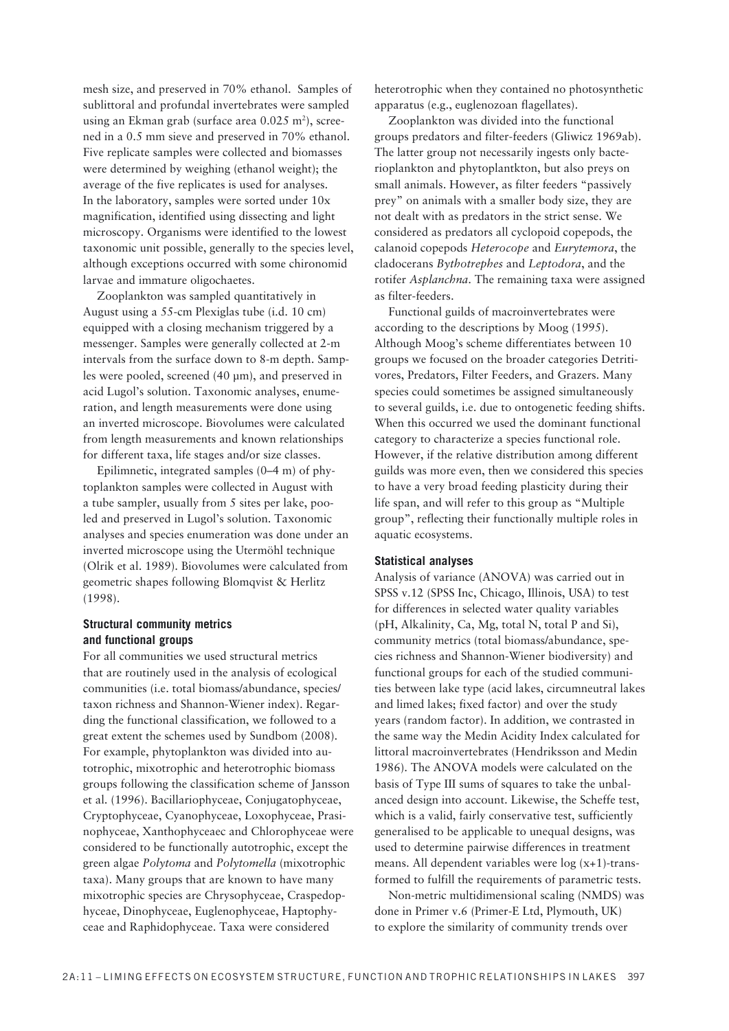mesh size, and preserved in 70% ethanol. Samples of sublittoral and profundal invertebrates were sampled using an Ekman grab (surface area 0.025 $m^2$), screened in a 0.5 mm sieve and preserved in 70% ethanol. Five replicate samples were collected and biomasses were determined by weighing (ethanol weight); the average of the five replicates is used for analyses. In the laboratory, samples were sorted under 10x magnification, identified using dissecting and light microscopy. Organisms were identified to the lowest taxonomic unit possible, generally to the species level, although exceptions occurred with some chironomid larvae and immature oligochaetes.

Zooplankton was sampled quantitatively in August using a 55-cm Plexiglas tube (i.d. 10 cm) equipped with a closing mechanism triggered by a messenger. Samples were generally collected at 2-m intervals from the surface down to 8-m depth. Samples were pooled, screened (40 µm), and preserved in acid Lugol's solution. Taxonomic analyses, enumeration, and length measurements were done using an inverted microscope. Biovolumes were calculated from length measurements and known relationships for different taxa, life stages and/or size classes.

Epilimnetic, integrated samples (0–4 m) of phytoplankton samples were collected in August with a tube sampler, usually from 5 sites per lake, pooled and preserved in Lugol's solution. Taxonomic analyses and species enumeration was done under an inverted microscope using the Utermöhl technique (Olrik et al. 1989). Biovolumes were calculated from geometric shapes following Blomqvist & Herlitz (1998).

### Structural community metrics and functional groups

For all communities we used structural metrics that are routinely used in the analysis of ecological communities (i.e. total biomass/abundance, species/taxon richness and Shannon-Wiener index). Regarding the functional classification, we followed to a great extent the schemes used by Sundbom (2008). For example, phytoplankton was divided into autotrophic, mixotrophic and heterotrophic biomass groups following the classification scheme of Jansson et al. (1996). Bacillariophyceae, Conjugatophyceae, Cryptophyceae, Cyanophyceae, Loxophyceae, Prasinophyceae, Xanthophyceaec and Chlorophyceae were considered to be functionally autotrophic, except the green algae *Polytoma* and *Polytomella* (mixotrophic taxa). Many groups that are known to have many mixotrophic species are Chrysophyceae, Craspedophyceae, Dinophyceae, Euglenophyceae, Haptophyceae and Raphidophyceae. Taxa were considered heterotrophic when they contained no photosynthetic apparatus (e.g., euglenozoan flagellates).

Zooplankton was divided into the functional groups predators and filter-feeders (Gliwicz 1969ab). The latter group not necessarily ingests only bacterioplankton and phytoplantkton, but also preys on small animals. However, as filter feeders "passively prey" on animals with a smaller body size, they are not dealt with as predators in the strict sense. We considered as predators all cyclopoid copepods, the calanoid copepods *Heterocope* and *Eurytemora*, the cladocerans *Bythotrephes* and *Leptodora*, and the rotifer *Asplanchna*. The remaining taxa were assigned as filter-feeders.

Functional guilds of macroinvertebrates were according to the descriptions by Moog (1995). Although Moog's scheme differentiates between 10 groups we focused on the broader categories Detritivores, Predators, Filter Feeders, and Grazers. Many species could sometimes be assigned simultaneously to several guilds, i.e. due to ontogenetic feeding shifts. When this occurred we used the dominant functional category to characterize a species functional role. However, if the relative distribution among different guilds was more even, then we considered this species to have a very broad feeding plasticity during their life span, and will refer to this group as "Multiple group", reflecting their functionally multiple roles in aquatic ecosystems.

### Statistical analyses

Analysis of variance (ANOVA) was carried out in SPSS v.12 (SPSS Inc, Chicago, Illinois, USA) to test for differences in selected water quality variables (pH, Alkalinity, Ca, Mg, total N, total P and Si), community metrics (total biomass/abundance, species richness and Shannon-Wiener biodiversity) and functional groups for each of the studied communities between lake type (acid lakes, circumneutral lakes and limed lakes; fixed factor) and over the study years (random factor). In addition, we contrasted in the same way the Medin Acidity Index calculated for littoral macroinvertebrates (Hendriksson and Medin 1986). The ANOVA models were calculated on the basis of Type III sums of squares to take the unbalanced design into account. Likewise, the Scheffe test, which is a valid, fairly conservative test, sufficiently generalised to be applicable to unequal designs, was used to determine pairwise differences in treatment means. All dependent variables were log (x+1)-transformed to fulfill the requirements of parametric tests.

Non-metric multidimensional scaling (NMDS) was done in Primer v.6 (Primer-E Ltd, Plymouth, UK) to explore the similarity of community trends over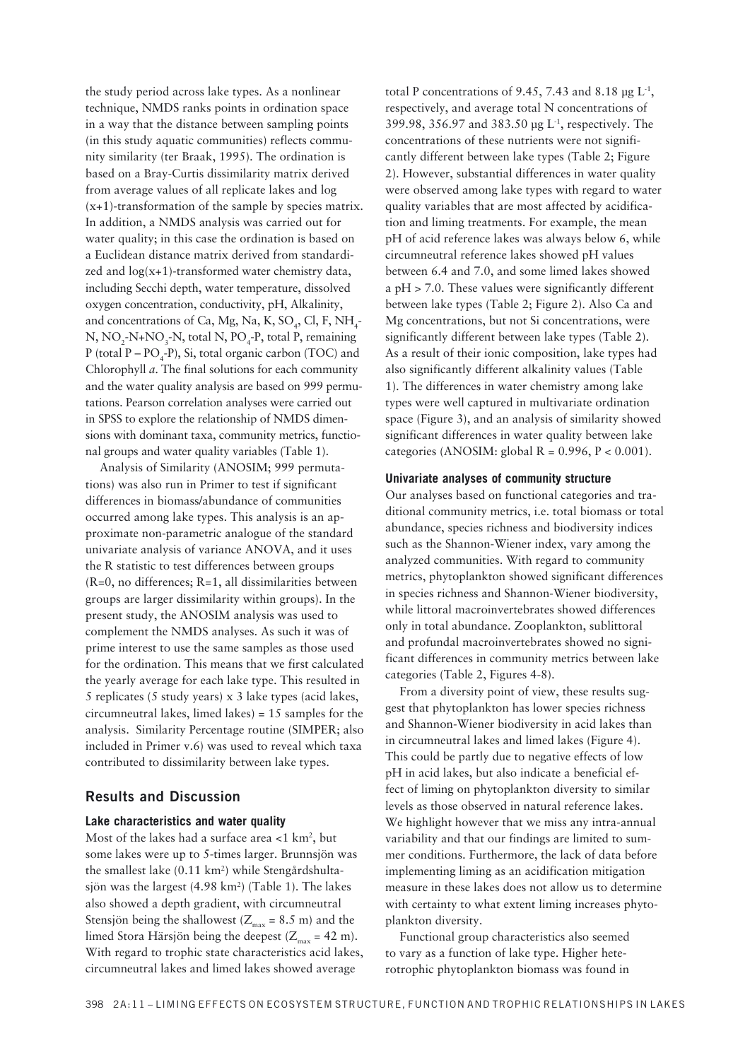the study period across lake types. As a nonlinear technique, NMDS ranks points in ordination space in a way that the distance between sampling points (in this study aquatic communities) reflects community similarity (ter Braak, 1995). The ordination is based on a Bray-Curtis dissimilarity matrix derived from average values of all replicate lakes and log (x+1)-transformation of the sample by species matrix. In addition, a NMDS analysis was carried out for water quality; in this case the ordination is based on a Euclidean distance matrix derived from standardized and log(x+1)-transformed water chemistry data, including Secchi depth, water temperature, dissolved oxygen concentration, conductivity, pH, Alkalinity, and concentrations of Ca, Mg, Na, K, $SO_4$, Cl, F, $NH_4$-N, $NO_2$-N+$NO_3$-N, total N, $PO_4$-P, total P, remaining P (total P – $PO_4$-P), Si, total organic carbon (TOC) and Chlorophyll *a*. The final solutions for each community and the water quality analysis are based on 999 permutations. Pearson correlation analyses were carried out in SPSS to explore the relationship of NMDS dimensions with dominant taxa, community metrics, functional groups and water quality variables (Table 1).

Analysis of Similarity (ANOSIM; 999 permutations) was also run in Primer to test if significant differences in biomass/abundance of communities occurred among lake types. This analysis is an approximate non-parametric analogue of the standard univariate analysis of variance ANOVA, and it uses the R statistic to test differences between groups (R=0, no differences; R=1, all dissimilarities between groups are larger dissimilarity within groups). In the present study, the ANOSIM analysis was used to complement the NMDS analyses. As such it was of prime interest to use the same samples as those used for the ordination. This means that we first calculated the yearly average for each lake type. This resulted in 5 replicates (5 study years) x 3 lake types (acid lakes, circumneutral lakes, limed lakes) = 15 samples for the analysis. Similarity Percentage routine (SIMPER; also included in Primer v.6) was used to reveal which taxa contributed to dissimilarity between lake types.

## Results and Discussion

### Lake characteristics and water quality

Most of the lakes had a surface area <1 km², but some lakes were up to 5-times larger. Brunnsjön was the smallest lake (0.11 km²) while Stengårdshultasjön was the largest (4.98 km²) (Table 1). The lakes also showed a depth gradient, with circumneutral Stensjön being the shallowest ($Z_{max}$ = 8.5 m) and the limed Stora Härsjön being the deepest ($Z_{max}$ = 42 m). With regard to trophic state characteristics acid lakes, circumneutral lakes and limed lakes showed average total P concentrations of 9.45, 7.43 and 8.18 µg $L^{-1}$, respectively, and average total N concentrations of 399.98, 356.97 and 383.50 µg $L^{-1}$, respectively. The concentrations of these nutrients were not significantly different between lake types (Table 2; Figure 2). However, substantial differences in water quality were observed among lake types with regard to water quality variables that are most affected by acidification and liming treatments. For example, the mean pH of acid reference lakes was always below 6, while circumneutral reference lakes showed pH values between 6.4 and 7.0, and some limed lakes showed a pH > 7.0. These values were significantly different between lake types (Table 2; Figure 2). Also Ca and Mg concentrations, but not Si concentrations, were significantly different between lake types (Table 2). As a result of their ionic composition, lake types had also significantly different alkalinity values (Table 1). The differences in water chemistry among lake types were well captured in multivariate ordination space (Figure 3), and an analysis of similarity showed significant differences in water quality between lake categories (ANOSIM: global R = 0.996, $P < 0.001$).

### Univariate analyses of community structure

Our analyses based on functional categories and traditional community metrics, i.e. total biomass or total abundance, species richness and biodiversity indices such as the Shannon-Wiener index, vary among the analyzed communities. With regard to community metrics, phytoplankton showed significant differences in species richness and Shannon-Wiener biodiversity, while littoral macroinvertebrates showed differences only in total abundance. Zooplankton, sublittoral and profundal macroinvertebrates showed no significant differences in community metrics between lake categories (Table 2, Figures 4-8).

From a diversity point of view, these results suggest that phytoplankton has lower species richness and Shannon-Wiener biodiversity in acid lakes than in circumneutral lakes and limed lakes (Figure 4). This could be partly due to negative effects of low pH in acid lakes, but also indicate a beneficial effect of liming on phytoplankton diversity to similar levels as those observed in natural reference lakes. We highlight however that we miss any intra-annual variability and that our findings are limited to summer conditions. Furthermore, the lack of data before implementing liming as an acidification mitigation measure in these lakes does not allow us to determine with certainty to what extent liming increases phytoplankton diversity.

Functional group characteristics also seemed to vary as a function of lake type. Higher heterotrophic phytoplankton biomass was found in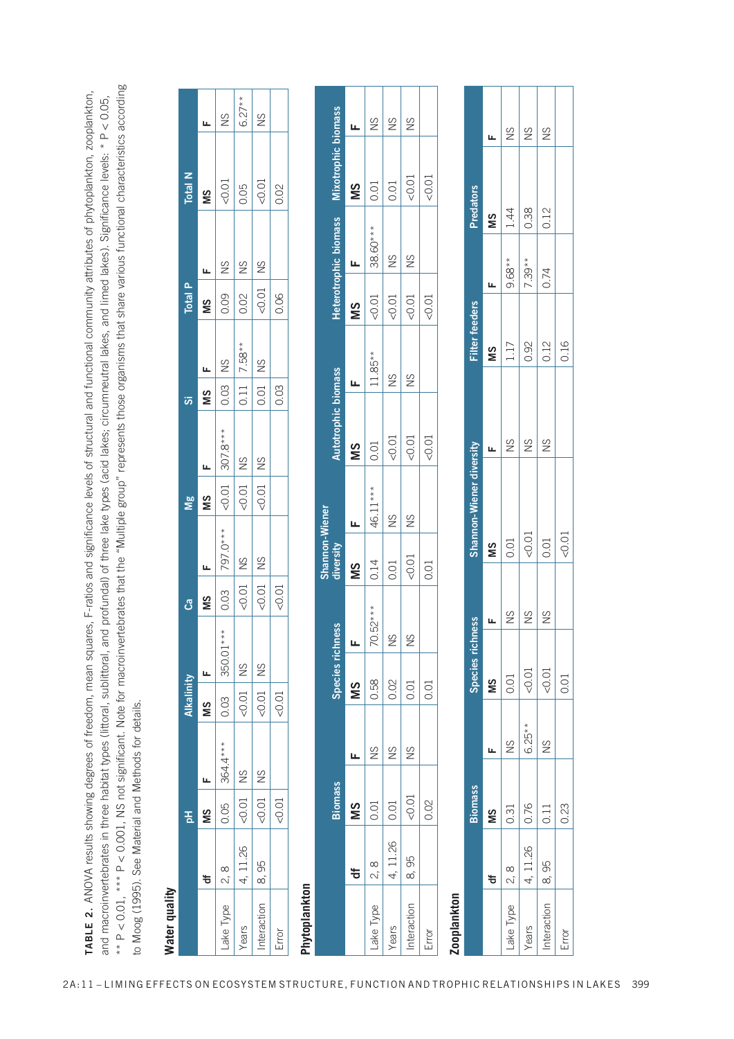**TABLE 2.** ANOVA results showing degrees of freedom, mean squares, F-ratios and significance levels of structural and functional community attributes of phytoplankton, zooplankton, and macroinvertebrates in three habitat types (littoral, sublittoral, and profundal) of three lake types (acid lakes; circumneutral lakes, and limed lakes). Significance levels: * P < 0.05, ** P < 0.01, *** P < 0.001, NS not significant. Note for macroinvertebrates that the "Multiple group" represents those organisms that share various functional characteristics according to Moog (1995). See Material and Methods for details.

**Water quality**

| | | pH | | Alkalinity | | Ca | | Mg | | Si | | Total P | | Total N | |
|---|---|---|---|---|---|---|---|---|---|---|---|---|---|---|---|
| | df | MS | F | MS | F | MS | F | MS | F | MS | F | MS | F | MS | F |
| Lake Type | 2, 8 | 0.05 | 364.4*** | 0.03 | 350.01*** | 0.03 | 797.0*** | <0.01 | 307.8*** | 0.03 | NS | 0.09 | NS | <0.01 | NS |
| Years | 4, 11.26 | <0.01 | NS | <0.01 | NS | <0.01 | NS | <0.01 | NS | 0.11 | 7.58** | 0.02 | NS | 0.05 | 6.27** |
| Interaction | 8, 95 | <0.01 | NS | <0.01 | NS | <0.01 | NS | <0.01 | NS | 0.01 | NS | <0.01 | NS | <0.01 | NS |
| Error | | <0.01 | | <0.01 | | <0.01 | | | | 0.03 | | 0.06 | | 0.02 | |

**Phytoplankton**

| | | Biomass | | Species richness | | Shannon-Wiener diversity | | Autotrophic biomass | | Heterotrophic biomass | | Mixotrophic biomass | |
|---|---|---|---|---|---|---|---|---|---|---|---|---|---|
| | df | MS | F | MS | F | MS | F | MS | F | MS | F | MS | F |
| Lake Type | 2, 8 | 0.01 | NS | 0.58 | 70.52*** | 0.14 | 46.11*** | 0.01 | 11.85** | <0.01 | 38.60*** | 0.01 | NS |
| Years | 4, 11.26 | 0.01 | NS | 0.02 | NS | 0.01 | NS | <0.01 | NS | <0.01 | NS | 0.01 | NS |
| Interaction | 8, 95 | <0.01 | NS | 0.01 | NS | <0.01 | NS | <0.01 | NS | <0.01 | NS | <0.01 | NS |
| Error | | 0.02 | | 0.01 | | 0.01 | | <0.01 | | <0.01 | | <0.01 | |

**Zooplankton**

| | | Biomass | | Species richness | | Shannon-Wiener diversity | | Filter feeders | | Predators | |
|---|---|---|---|---|---|---|---|---|---|---|---|
| | df | MS | F | MS | F | MS | F | MS | F | MS | F |
| Lake Type | 2, 8 | 0.31 | NS | 0.01 | NS | 0.01 | NS | 1.17 | 9.68** | 1.44 | NS |
| Years | 4, 11.26 | 0.76 | 6.25** | <0.01 | NS | <0.01 | NS | 0.92 | 7.39** | 0.38 | NS |
| Interaction | 8, 95 | 0.11 | NS | <0.01 | NS | 0.01 | NS | 0.12 | 0.74 | 0.12 | NS |
| Error | | 0.23 | | 0.01 | | <0.01 | | 0.16 | | | |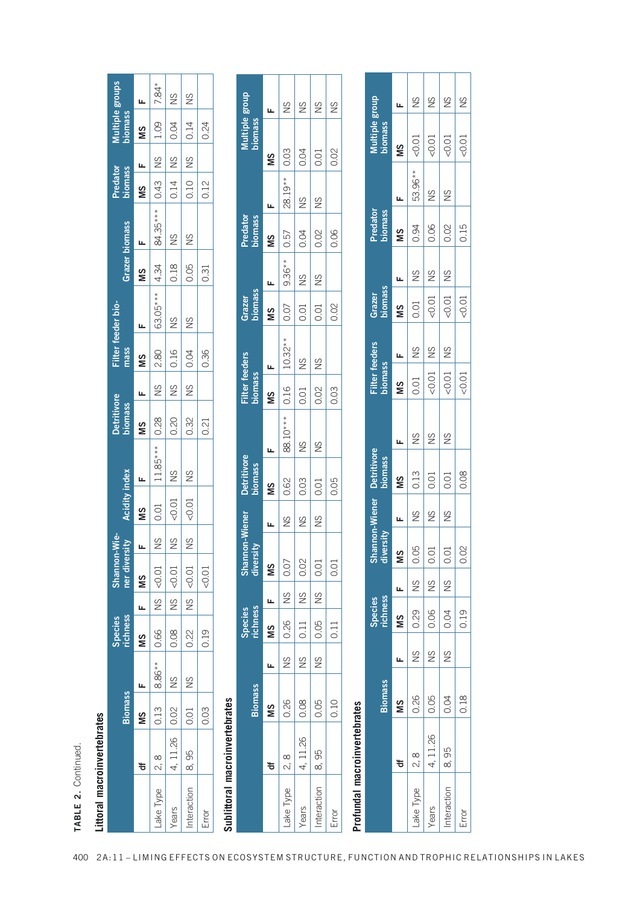**TABLE 2.** Continued.

**Littoral macroinvertebrates**

| | df | Biomass | | Species richness | | Shannon-Wiener diversity | | Acidity index | | Detritivore biomass | | Filter feeder biomass | | Grazer biomass | | Predator biomass | | Multiple groups biomass | |
|---|---|---|---|---|---|---|---|---|---|---|---|---|---|---|---|---|---|---|---|
| | | MS | F | MS | F | MS | F | MS | F | MS | F | MS | F | MS | F | MS | F | MS | F |
| Lake Type | 2, 8 | 0.13 | 8.86** | 0.66 | NS | <0.01 | NS | 0.01 | 11.85*** | 0.28 | NS | 2.80 | 63.05*** | 4.34 | 84.35*** | 0.43 | NS | 1.09 | 7.84* |
| Years | 4, 11.26 | 0.02 | NS | 0.08 | NS | <0.01 | NS | <0.01 | NS | 0.20 | NS | 0.16 | NS | 0.18 | NS | 0.14 | NS | 0.04 | NS |
| Interaction | 8, 95 | 0.01 | NS | 0.22 | NS | <0.01 | NS | <0.01 | NS | 0.32 | NS | 0.04 | NS | 0.05 | NS | 0.10 | NS | 0.14 | NS |
| Error | | 0.03 | | 0.19 | | <0.01 | | | | 0.21 | | 0.36 | | 0.31 | | 0.12 | | 0.24 | |

**Sublittoral macroinvertebrates**

| | df | Biomass | | Species richness | | Shannon-Wiener diversity | | Detritivore biomass | | Filter feeders biomass | | Grazer biomass | | Predator biomass | | Multiple group biomass | |
|---|---|---|---|---|---|---|---|---|---|---|---|---|---|---|---|---|---|
| | | MS | F | MS | F | MS | F | MS | F | MS | F | MS | F | MS | F | MS | F |
| Lake Type | 2, 8 | 0.26 | NS | 0.26 | NS | 0.07 | NS | 0.62 | 88.10*** | 0.16 | 10.32** | 0.07 | 9.36** | 0.57 | 28.19** | 0.03 | NS |
| Years | 4, 11.26 | 0.08 | NS | 0.11 | NS | 0.02 | NS | 0.03 | NS | 0.01 | NS | 0.01 | NS | 0.04 | NS | 0.04 | NS |
| Interaction | 8, 95 | 0.05 | NS | 0.05 | NS | 0.01 | NS | 0.01 | NS | 0.02 | NS | 0.01 | NS | 0.02 | NS | 0.01 | NS |
| Error | | 0.10 | | 0.11 | | 0.01 | | 0.05 | | 0.03 | | 0.02 | | 0.06 | | 0.02 | NS |

**Profundal macroinvertebrates**

| | df | Biomass | | Species richness | | Shannon-Wiener diversity | | Detritivore biomass | | Filter feeders biomass | | Grazer biomass | | Predator biomass | | Multiple group biomass | |
|---|---|---|---|---|---|---|---|---|---|---|---|---|---|---|---|---|---|
| | | MS | F | MS | F | MS | F | MS | F | MS | F | MS | F | MS | F | MS | F |
| Lake Type | 2, 8 | 0.26 | NS | 0.29 | NS | 0.05 | NS | 0.13 | NS | 0.01 | NS | 0.01 | NS | 0.94 | 53.96** | <0.01 | NS |
| Years | 4, 11.26 | 0.05 | NS | 0.06 | NS | 0.01 | NS | 0.01 | NS | <0.01 | NS | <0.01 | NS | 0.06 | NS | <0.01 | NS |
| Interaction | 8, 95 | 0.04 | NS | 0.04 | NS | 0.01 | NS | 0.01 | NS | <0.01 | NS | <0.01 | NS | 0.02 | NS | <0.01 | NS |
| Error | | 0.18 | | 0.19 | | 0.02 | | 0.08 | | <0.01 | | <0.01 | | 0.15 | | <0.01 | NS |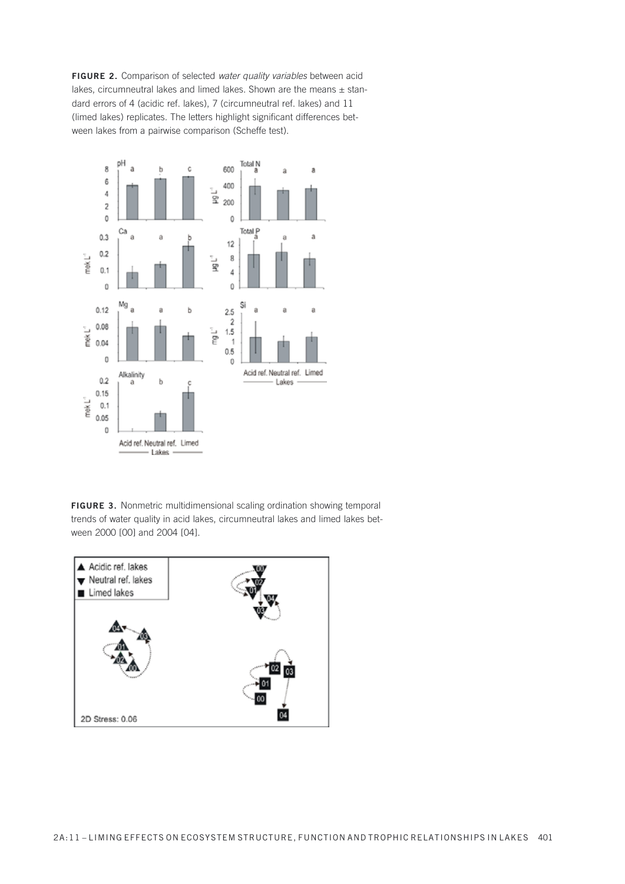**FIGURE 2.** Comparison of selected *water quality variables* between acid lakes, circumneutral lakes and limed lakes. Shown are the means ± standard errors of 4 (acidic ref. lakes), 7 (circumneutral ref. lakes) and 11 (limed lakes) replicates. The letters highlight significant differences between lakes from a pairwise comparison (Scheffe test).

**FIGURE 3.** Nonmetric multidimensional scaling ordination showing temporal trends of water quality in acid lakes, circumneutral lakes and limed lakes between 2000 [00] and 2004 [04].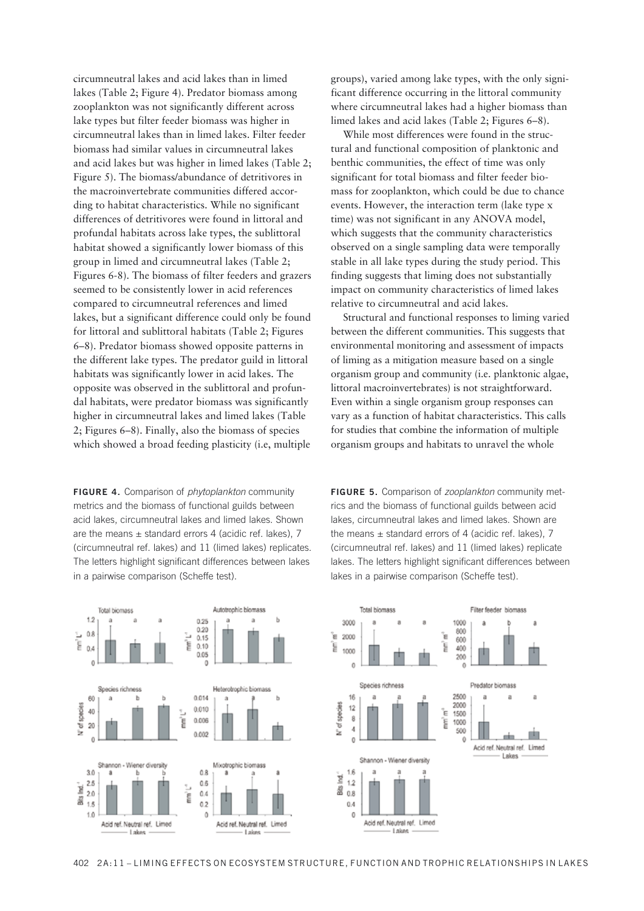circumneutral lakes and acid lakes than in limed lakes (Table 2; Figure 4). Predator biomass among zooplankton was not significantly different across lake types but filter feeder biomass was higher in circumneutral lakes than in limed lakes. Filter feeder biomass had similar values in circumneutral lakes and acid lakes but was higher in limed lakes (Table 2; Figure 5). The biomass/abundance of detritivores in the macroinvertebrate communities differed according to habitat characteristics. While no significant differences of detritivores were found in littoral and profundal habitats across lake types, the sublittoral habitat showed a significantly lower biomass of this group in limed and circumneutral lakes (Table 2; Figures 6-8). The biomass of filter feeders and grazers seemed to be consistently lower in acid references compared to circumneutral references and limed lakes, but a significant difference could only be found for littoral and sublittoral habitats (Table 2; Figures 6–8). Predator biomass showed opposite patterns in the different lake types. The predator guild in littoral habitats was significantly lower in acid lakes. The opposite was observed in the sublittoral and profundal habitats, were predator biomass was significantly higher in circumneutral lakes and limed lakes (Table 2; Figures 6–8). Finally, also the biomass of species which showed a broad feeding plasticity (i.e, multiple groups), varied among lake types, with the only significant difference occurring in the littoral community where circumneutral lakes had a higher biomass than limed lakes and acid lakes (Table 2; Figures 6–8).

While most differences were found in the structural and functional composition of planktonic and benthic communities, the effect of time was only significant for total biomass and filter feeder biomass for zooplankton, which could be due to chance events. However, the interaction term (lake type x time) was not significant in any ANOVA model, which suggests that the community characteristics observed on a single sampling data were temporally stable in all lake types during the study period. This finding suggests that liming does not substantially impact on community characteristics of limed lakes relative to circumneutral and acid lakes.

Structural and functional responses to liming varied between the different communities. This suggests that environmental monitoring and assessment of impacts of liming as a mitigation measure based on a single organism group and community (i.e. planktonic algae, littoral macroinvertebrates) is not straightforward. Even within a single organism group responses can vary as a function of habitat characteristics. This calls for studies that combine the information of multiple organism groups and habitats to unravel the whole

**FIGURE 4.** Comparison of *phytoplankton* community metrics and the biomass of functional guilds between acid lakes, circumneutral lakes and limed lakes. Shown are the means ± standard errors 4 (acidic ref. lakes), 7 (circumneutral ref. lakes) and 11 (limed lakes) replicates. The letters highlight significant differences between lakes in a pairwise comparison (Scheffe test).

**FIGURE 5.** Comparison of *zooplankton* community metrics and the biomass of functional guilds between acid lakes, circumneutral lakes and limed lakes. Shown are the means ± standard errors of 4 (acidic ref. lakes), 7 (circumneutral ref. lakes) and 11 (limed lakes) replicate lakes. The letters highlight significant differences between lakes in a pairwise comparison (Scheffe test).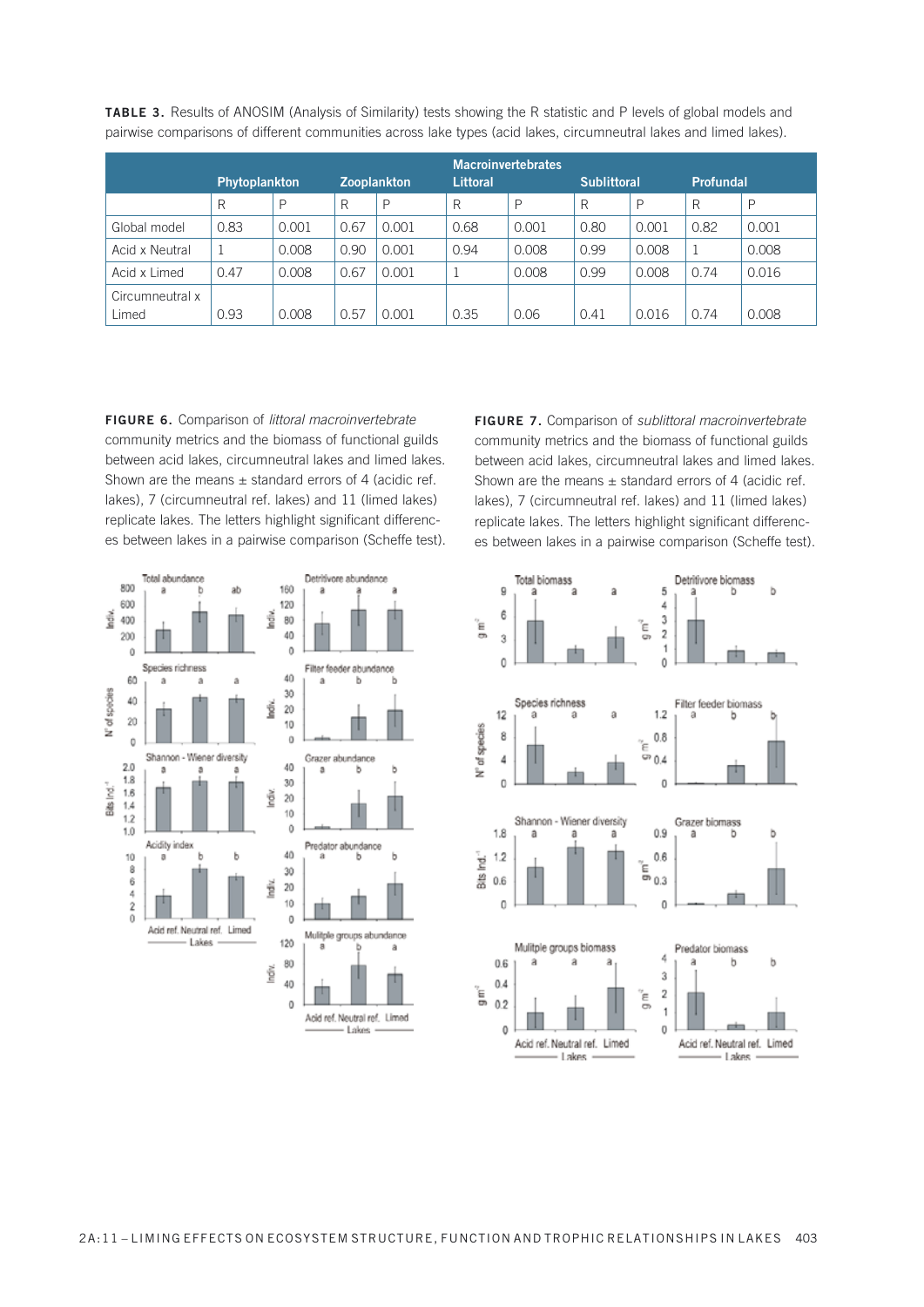**TABLE 3.** Results of ANOSIM (Analysis of Similarity) tests showing the R statistic and P levels of global models and pairwise comparisons of different communities across lake types (acid lakes, circumneutral lakes and limed lakes).

| | Phytoplankton | | Zooplankton | | Macroinvertebrates Littoral | | Sublittoral | | Profundal | |
|---|---|---|---|---|---|---|---|---|---|---|
| | R | P | R | P | R | P | R | P | R | P |
| Global model | 0.83 | 0.001 | 0.67 | 0.001 | 0.68 | 0.001 | 0.80 | 0.001 | 0.82 | 0.001 |
| Acid x Neutral | 1 | 0.008 | 0.90 | 0.001 | 0.94 | 0.008 | 0.99 | 0.008 | 1 | 0.008 |
| Acid x Limed | 0.47 | 0.008 | 0.67 | 0.001 | 1 | 0.008 | 0.99 | 0.008 | 0.74 | 0.016 |
| Circumneutral x Limed | 0.93 | 0.008 | 0.57 | 0.001 | 0.35 | 0.06 | 0.41 | 0.016 | 0.74 | 0.008 |

**FIGURE 6.** Comparison of *littoral macroinvertebrate* community metrics and the biomass of functional guilds between acid lakes, circumneutral lakes and limed lakes. Shown are the means ± standard errors of 4 (acidic ref. lakes), 7 (circumneutral ref. lakes) and 11 (limed lakes) replicate lakes. The letters highlight significant differences between lakes in a pairwise comparison (Scheffe test).

**FIGURE 7.** Comparison of *sublittoral macroinvertebrate* community metrics and the biomass of functional guilds between acid lakes, circumneutral lakes and limed lakes. Shown are the means ± standard errors of 4 (acidic ref. lakes), 7 (circumneutral ref. lakes) and 11 (limed lakes) replicate lakes. The letters highlight significant differences between lakes in a pairwise comparison (Scheffe test).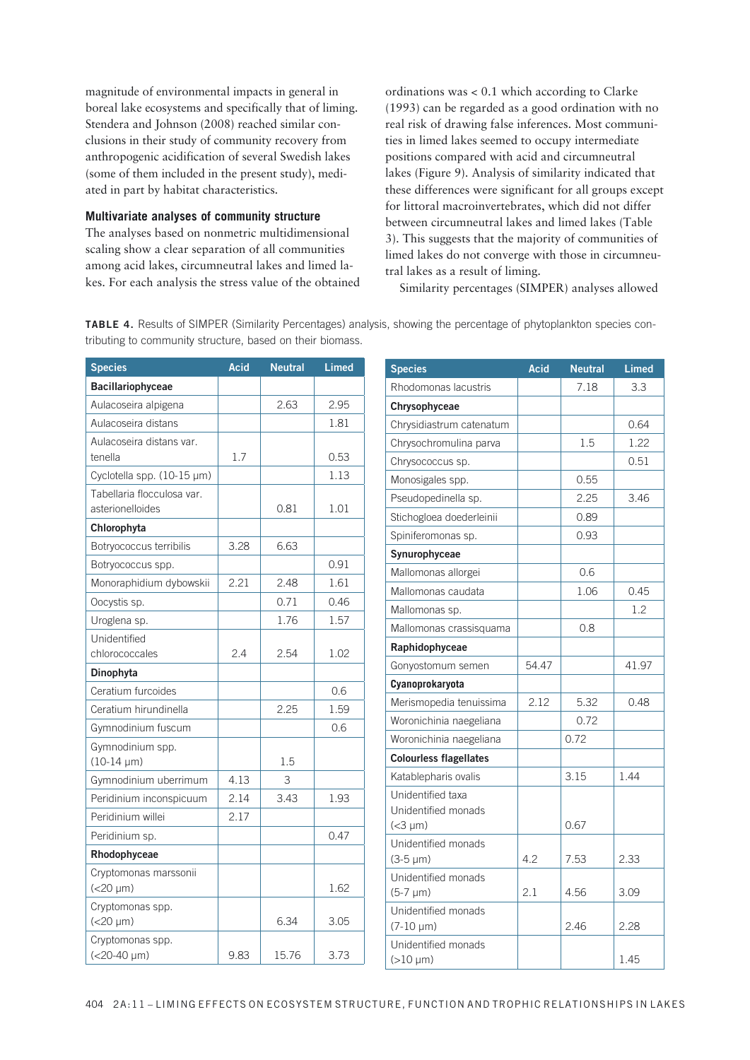magnitude of environmental impacts in general in boreal lake ecosystems and specifically that of liming. Stendera and Johnson (2008) reached similar conclusions in their study of community recovery from anthropogenic acidification of several Swedish lakes (some of them included in the present study), mediated in part by habitat characteristics.

### Multivariate analyses of community structure

The analyses based on nonmetric multidimensional scaling show a clear separation of all communities among acid lakes, circumneutral lakes and limed lakes. For each analysis the stress value of the obtained ordinations was < 0.1 which according to Clarke (1993) can be regarded as a good ordination with no real risk of drawing false inferences. Most communities in limed lakes seemed to occupy intermediate positions compared with acid and circumneutral lakes (Figure 9). Analysis of similarity indicated that these differences were significant for all groups except for littoral macroinvertebrates, which did not differ between circumneutral lakes and limed lakes (Table 3). This suggests that the majority of communities of limed lakes do not converge with those in circumneutral lakes as a result of liming.

Similarity percentages (SIMPER) analyses allowed

**TABLE 4.** Results of SIMPER (Similarity Percentages) analysis, showing the percentage of phytoplankton species contributing to community structure, based on their biomass.

| Species | Acid | Neutral | Limed |
|---|---|---|---|
| **Bacillariophyceae** | | | |
| Aulacoseira alpigena | | 2.63 | 2.95 |
| Aulacoseira distans | | | 1.81 |
| Aulacoseira distans var. tenella | 1.7 | | 0.53 |
| Cyclotella spp. (10-15 µm) | | | 1.13 |
| Tabellaria flocculosa var. asterionelloides | | 0.81 | 1.01 |
| **Chlorophyta** | | | |
| Botryococcus terribilis | 3.28 | 6.63 | |
| Botryococcus spp. | | | 0.91 |
| Monoraphidium dybowskii | 2.21 | 2.48 | 1.61 |
| Oocystis sp. | | 0.71 | 0.46 |
| Uroglena sp. | | 1.76 | 1.57 |
| Unidentified chlorococcales | 2.4 | 2.54 | 1.02 |
| **Dinophyta** | | | |
| Ceratium furcoides | | | 0.6 |
| Ceratium hirundinella | | 2.25 | 1.59 |
| Gymnodinium fuscum | | | 0.6 |
| Gymnodinium spp. (10-14 µm) | | 1.5 | |
| Gymnodinium uberrimum | 4.13 | 3 | |
| Peridinium inconspicuum | 2.14 | 3.43 | 1.93 |
| Peridinium willei | 2.17 | | |
| Peridinium sp. | | | 0.47 |
| **Rhodophyceae** | | | |
| Cryptomonas marssonii (<20 µm) | | | 1.62 |
| Cryptomonas spp. (<20 µm) | | 6.34 | 3.05 |
| Cryptomonas spp. (<20-40 µm) | 9.83 | 15.76 | 3.73 |
| Rhodomonas lacustris | | 7.18 | 3.3 |
| **Chrysophyceae** | | | |
| Chrysidiastrum catenatum | | | 0.64 |
| Chrysochromulina parva | | 1.5 | 1.22 |
| Chrysococcus sp. | | | 0.51 |
| Monosigales spp. | | 0.55 | |
| Pseudopedinella sp. | | 2.25 | 3.46 |
| Stichogloea doederleinii | | 0.89 | |
| Spiniferomonas sp. | | 0.93 | |
| **Synurophyceae** | | | |
| Mallomonas allorgei | | 0.6 | |
| Mallomonas caudata | | 1.06 | 0.45 |
| Mallomonas sp. | | | 1.2 |
| Mallomonas crassisquama | | 0.8 | |
| **Raphidophyceae** | | | |
| Gonyostomum semen | 54.47 | | 41.97 |
| **Cyanoprokaryota** | | | |
| Merismopedia tenuissima | 2.12 | 5.32 | 0.48 |
| Woronichinia naegeliana | | 0.72 | |
| Woronichinia naegeliana | | 0.72 | |
| **Colourless flagellates** | | | |
| Katablepharis ovalis | | 3.15 | 1.44 |
| Unidentified taxa Unidentified monads (<3 µm) | | 0.67 | |
| Unidentified monads (3-5 µm) | 4.2 | 7.53 | 2.33 |
| Unidentified monads (5-7 µm) | 2.1 | 4.56 | 3.09 |
| Unidentified monads (7-10 µm) | | 2.46 | 2.28 |
| Unidentified monads (>10 µm) | | | 1.45 |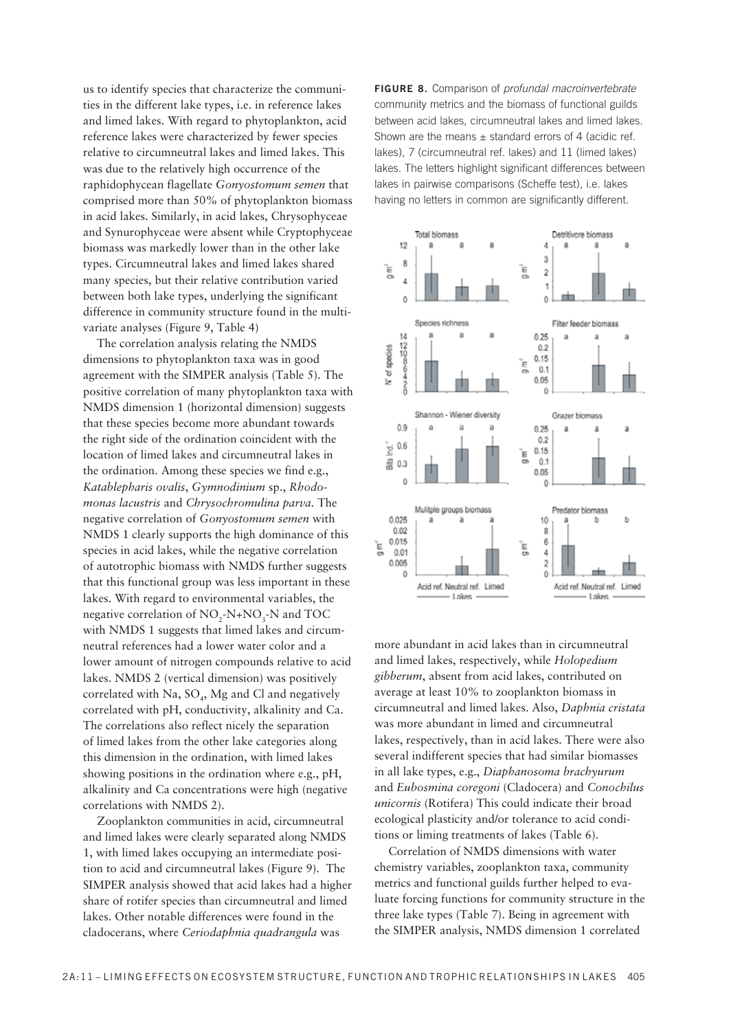us to identify species that characterize the communities in the different lake types, i.e. in reference lakes and limed lakes. With regard to phytoplankton, acid reference lakes were characterized by fewer species relative to circumneutral lakes and limed lakes. This was due to the relatively high occurrence of the raphidophycean flagellate *Gonyostomum semen* that comprised more than 50% of phytoplankton biomass in acid lakes. Similarly, in acid lakes, Chrysophyceae and Synurophyceae were absent while Cryptophyceae biomass was markedly lower than in the other lake types. Circumneutral lakes and limed lakes shared many species, but their relative contribution varied between both lake types, underlying the significant difference in community structure found in the multivariate analyses (Figure 9, Table 4)

The correlation analysis relating the NMDS dimensions to phytoplankton taxa was in good agreement with the SIMPER analysis (Table 5). The positive correlation of many phytoplankton taxa with NMDS dimension 1 (horizontal dimension) suggests that these species become more abundant towards the right side of the ordination coincident with the location of limed lakes and circumneutral lakes in the ordination. Among these species we find e.g., *Katablepharis ovalis*, *Gymnodinium* sp., *Rhodomonas lacustris* and *Chrysochromulina parva.* The negative correlation of *Gonyostomum semen* with NMDS 1 clearly supports the high dominance of this species in acid lakes, while the negative correlation of autotrophic biomass with NMDS further suggests that this functional group was less important in these lakes. With regard to environmental variables, the negative correlation of $NO_2$-N+$NO_3$-N and TOC with NMDS 1 suggests that limed lakes and circumneutral references had a lower water color and a lower amount of nitrogen compounds relative to acid lakes. NMDS 2 (vertical dimension) was positively correlated with Na, $SO_4$, Mg and Cl and negatively correlated with pH, conductivity, alkalinity and Ca. The correlations also reflect nicely the separation of limed lakes from the other lake categories along this dimension in the ordination, with limed lakes showing positions in the ordination where e.g., pH, alkalinity and Ca concentrations were high (negative correlations with NMDS 2).

Zooplankton communities in acid, circumneutral and limed lakes were clearly separated along NMDS 1, with limed lakes occupying an intermediate position to acid and circumneutral lakes (Figure 9). The SIMPER analysis showed that acid lakes had a higher share of rotifer species than circumneutral and limed lakes. Other notable differences were found in the cladocerans, where *Ceriodaphnia quadrangula* was more abundant in acid lakes than in circumneutral and limed lakes, respectively, while *Holopedium gibberum*, absent from acid lakes, contributed on average at least 10% to zooplankton biomass in circumneutral and limed lakes. Also, *Daphnia cristata* was more abundant in limed and circumneutral lakes, respectively, than in acid lakes. There were also several indifferent species that had similar biomasses in all lake types, e.g., *Diaphanosoma brachyurum* and *Eubosmina coregoni* (Cladocera) and *Conochilus unicornis* (Rotifera) This could indicate their broad ecological plasticity and/or tolerance to acid conditions or liming treatments of lakes (Table 6).

Correlation of NMDS dimensions with water chemistry variables, zooplankton taxa, community metrics and functional guilds further helped to evaluate forcing functions for community structure in the three lake types (Table 7). Being in agreement with the SIMPER analysis, NMDS dimension 1 correlated

**FIGURE 8.** Comparison of *profundal macroinvertebrate* community metrics and the biomass of functional guilds between acid lakes, circumneutral lakes and limed lakes. Shown are the means ± standard errors of 4 (acidic ref. lakes), 7 (circumneutral ref. lakes) and 11 (limed lakes) lakes. The letters highlight significant differences between lakes in pairwise comparisons (Scheffe test), i.e. lakes having no letters in common are significantly different.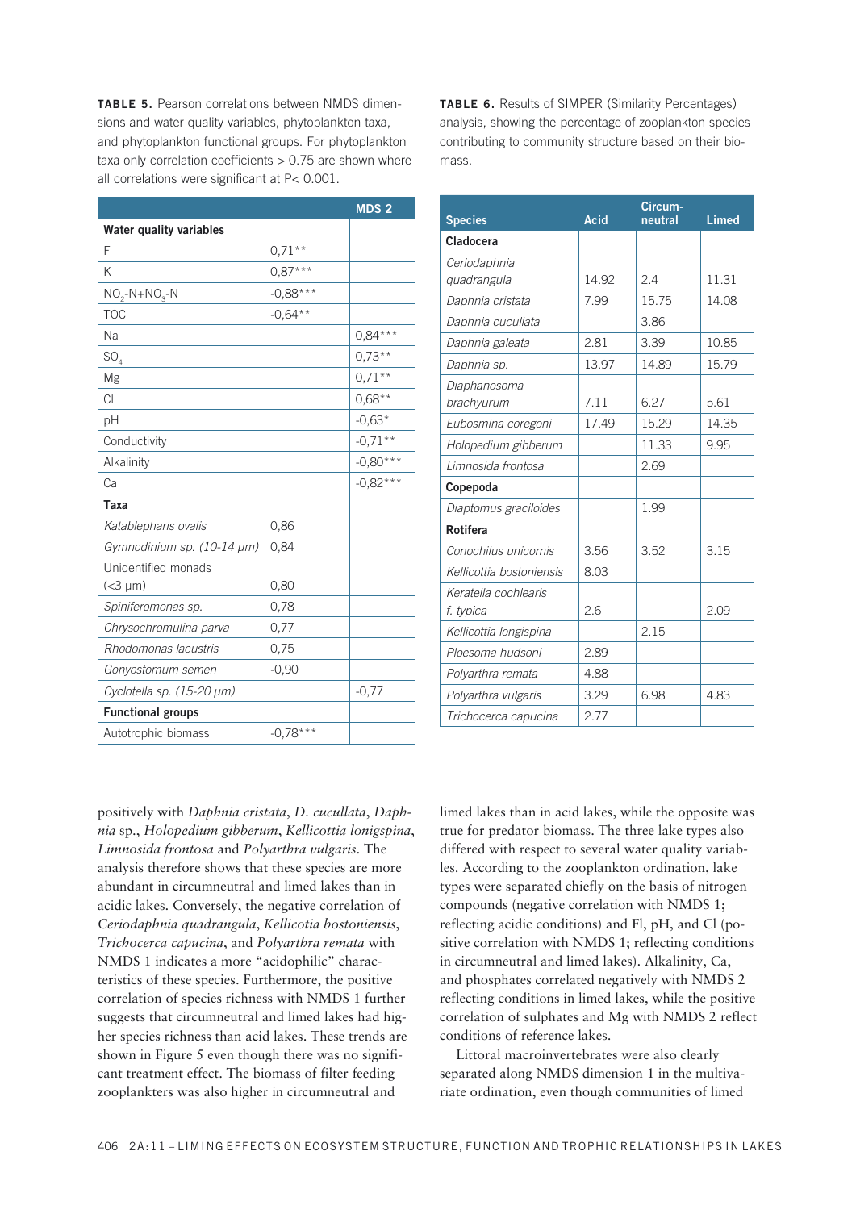**TABLE 5.** Pearson correlations between NMDS dimensions and water quality variables, phytoplankton taxa, and phytoplankton functional groups. For phytoplankton taxa only correlation coefficients > 0.75 are shown where all correlations were significant at P< 0.001.

| | | MDS 2 |
|---|---|---|
| **Water quality variables** | | |
| F | 0,71** | |
| K | 0,87*** | |
| $NO_2$-N+$NO_3$-N | -0,88*** | |
| TOC | -0,64** | |
| Na | | 0,84*** |
| $SO_4$ | | 0,73** |
| Mg | | 0,71** |
| Cl | | 0,68** |
| pH | | -0,63* |
| Conductivity | | -0,71** |
| Alkalinity | | -0,80*** |
| Ca | | -0,82*** |
| **Taxa** | | |
| *Katablepharis ovalis* | 0,86 | |
| *Gymnodinium sp. (10-14 µm)* | 0,84 | |
| Unidentified monads (<3 µm) | 0,80 | |
| *Spiniferomonas sp.* | 0,78 | |
| *Chrysochromulina parva* | 0,77 | |
| *Rhodomonas lacustris* | 0,75 | |
| *Gonyostomum semen* | -0,90 | |
| *Cyclotella sp. (15-20 µm)* | | -0,77 |
| **Functional groups** | | |
| Autotrophic biomass | -0,78*** | |

**TABLE 6.** Results of SIMPER (Similarity Percentages) analysis, showing the percentage of zooplankton species contributing to community structure based on their biomass.

| Species | Acid | Circum-neutral | Limed |
|---|---|---|---|
| **Cladocera** | | | |
| *Ceriodaphnia quadrangula* | 14.92 | 2.4 | 11.31 |
| *Daphnia cristata* | 7.99 | 15.75 | 14.08 |
| *Daphnia cucullata* | | 3.86 | |
| *Daphnia galeata* | 2.81 | 3.39 | 10.85 |
| *Daphnia sp.* | 13.97 | 14.89 | 15.79 |
| *Diaphanosoma brachyurum* | 7.11 | 6.27 | 5.61 |
| *Eubosmina coregoni* | 17.49 | 15.29 | 14.35 |
| *Holopedium gibberum* | | 11.33 | 9.95 |
| *Limnosida frontosa* | | 2.69 | |
| **Copepoda** | | | |
| *Diaptomus graciloides* | | 1.99 | |
| **Rotifera** | | | |
| *Conochilus unicornis* | 3.56 | 3.52 | 3.15 |
| *Kellicottia bostoniensis* | 8.03 | | |
| *Keratella cochlearis f. typica* | 2.6 | | 2.09 |
| *Kellicottia longispina* | | 2.15 | |
| *Ploesoma hudsoni* | 2.89 | | |
| *Polyarthra remata* | 4.88 | | |
| *Polyarthra vulgaris* | 3.29 | 6.98 | 4.83 |
| *Trichocerca capucina* | 2.77 | | |

positively with *Daphnia cristata*, *D. cucullata*, *Daphnia* sp., *Holopedium gibberum*, *Kellicottia lonigspina*, *Limnosida frontosa* and *Polyarthra vulgaris*. The analysis therefore shows that these species are more abundant in circumneutral and limed lakes than in acidic lakes. Conversely, the negative correlation of *Ceriodaphnia quadrangula*, *Kellicotia bostoniensis*, *Trichocerca capucina*, and *Polyarthra remata* with NMDS 1 indicates a more "acidophilic" characteristics of these species. Furthermore, the positive correlation of species richness with NMDS 1 further suggests that circumneutral and limed lakes had higher species richness than acid lakes. These trends are shown in Figure 5 even though there was no significant treatment effect. The biomass of filter feeding zooplankters was also higher in circumneutral and limed lakes than in acid lakes, while the opposite was true for predator biomass. The three lake types also differed with respect to several water quality variables. According to the zooplankton ordination, lake types were separated chiefly on the basis of nitrogen compounds (negative correlation with NMDS 1; reflecting acidic conditions) and Fl, pH, and Cl (positive correlation with NMDS 1; reflecting conditions in circumneutral and limed lakes). Alkalinity, Ca, and phosphates correlated negatively with NMDS 2 reflecting conditions in limed lakes, while the positive correlation of sulphates and Mg with NMDS 2 reflect conditions of reference lakes.

Littoral macroinvertebrates were also clearly separated along NMDS dimension 1 in the multivariate ordination, even though communities of limed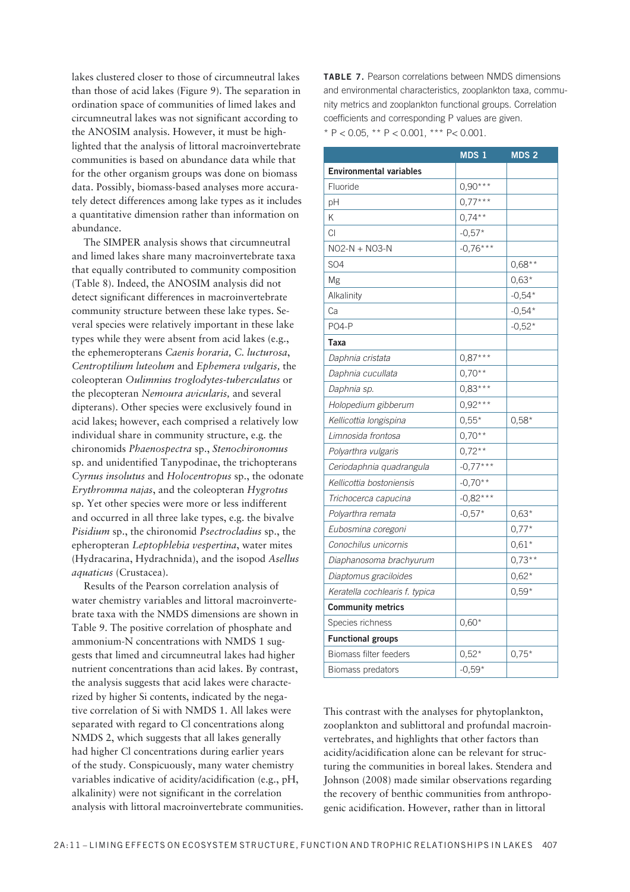lakes clustered closer to those of circumneutral lakes than those of acid lakes (Figure 9). The separation in ordination space of communities of limed lakes and circumneutral lakes was not significant according to the ANOSIM analysis. However, it must be highlighted that the analysis of littoral macroinvertebrate communities is based on abundance data while that for the other organism groups was done on biomass data. Possibly, biomass-based analyses more accurately detect differences among lake types as it includes a quantitative dimension rather than information on abundance.

The SIMPER analysis shows that circumneutral and limed lakes share many macroinvertebrate taxa that equally contributed to community composition (Table 8). Indeed, the ANOSIM analysis did not detect significant differences in macroinvertebrate community structure between these lake types. Several species were relatively important in these lake types while they were absent from acid lakes (e.g., the ephemeropterans *Caenis horaria, C. lucturosa*, *Centroptilium luteolum* and *Ephemera vulgaris,* the coleopteran *Oulimnius troglodytes-tuberculatus* or the plecopteran *Nemoura avicularis,* and several dipterans). Other species were exclusively found in acid lakes; however, each comprised a relatively low individual share in community structure, e.g. the chironomids *Phaenospectra* sp., *Stenochironomus* sp. and unidentified Tanypodinae, the trichopterans *Cyrnus insolutus* and *Holocentropus* sp., the odonate *Erythromma najas*, and the coleopteran *Hygrotus* sp. Yet other species were more or less indifferent and occurred in all three lake types, e.g. the bivalve *Pisidium* sp., the chironomid *Psectrocladius* sp., the epheropteran *Leptophlebia vespertina*, water mites (Hydracarina, Hydrachnida), and the isopod *Asellus aquaticus* (Crustacea).

Results of the Pearson correlation analysis of water chemistry variables and littoral macroinvertebrate taxa with the NMDS dimensions are shown in Table 9. The positive correlation of phosphate and ammonium-N concentrations with NMDS 1 suggests that limed and circumneutral lakes had higher nutrient concentrations than acid lakes. By contrast, the analysis suggests that acid lakes were characterized by higher Si contents, indicated by the negative correlation of Si with NMDS 1. All lakes were separated with regard to Cl concentrations along NMDS 2, which suggests that all lakes generally had higher Cl concentrations during earlier years of the study. Conspicuously, many water chemistry variables indicative of acidity/acidification (e.g., pH, alkalinity) were not significant in the correlation analysis with littoral macroinvertebrate communities.

**TABLE 7.** Pearson correlations between NMDS dimensions and environmental characteristics, zooplankton taxa, community metrics and zooplankton functional groups. Correlation coefficients and corresponding P values are given.
\* P < 0.05, \*\* P < 0.001, \*\*\* P< 0.001.

| | MDS 1 | MDS 2 |
|---|---|---|
| **Environmental variables** | | |
| Fluoride | 0,90*** | |
| pH | 0,77*** | |
| K | 0,74** | |
| Cl | -0,57* | |
| NO2-N + NO3-N | -0,76*** | |
| SO4 | | 0,68** |
| Mg | | 0,63* |
| Alkalinity | | -0,54* |
| Ca | | -0,54* |
| PO4-P | | -0,52* |
| **Taxa** | | |
| *Daphnia cristata* | 0,87*** | |
| *Daphnia cucullata* | 0,70** | |
| *Daphnia sp.* | 0,83*** | |
| *Holopedium gibberum* | 0,92*** | |
| *Kellicottia longispina* | 0,55* | 0,58* |
| *Limnosida frontosa* | 0,70** | |
| *Polyarthra vulgaris* | 0,72** | |
| *Ceriodaphnia quadrangula* | -0,77*** | |
| *Kellicottia bostoniensis* | -0,70** | |
| *Trichocerca capucina* | -0,82*** | |
| *Polyarthra remata* | -0,57* | 0,63* |
| *Eubosmina coregoni* | | 0,77* |
| *Conochilus unicornis* | | 0,61* |
| *Diaphanosoma brachyurum* | | 0,73** |
| *Diaptomus graciloides* | | 0,62* |
| *Keratella cochlearis f. typica* | | 0,59* |
| **Community metrics** | | |
| Species richness | 0,60* | |
| **Functional groups** | | |
| Biomass filter feeders | 0,52* | 0,75* |
| Biomass predators | -0,59* | |

This contrast with the analyses for phytoplankton, zooplankton and sublittoral and profundal macroinvertebrates, and highlights that other factors than acidity/acidification alone can be relevant for structuring the communities in boreal lakes. Stendera and Johnson (2008) made similar observations regarding the recovery of benthic communities from anthropogenic acidification. However, rather than in littoral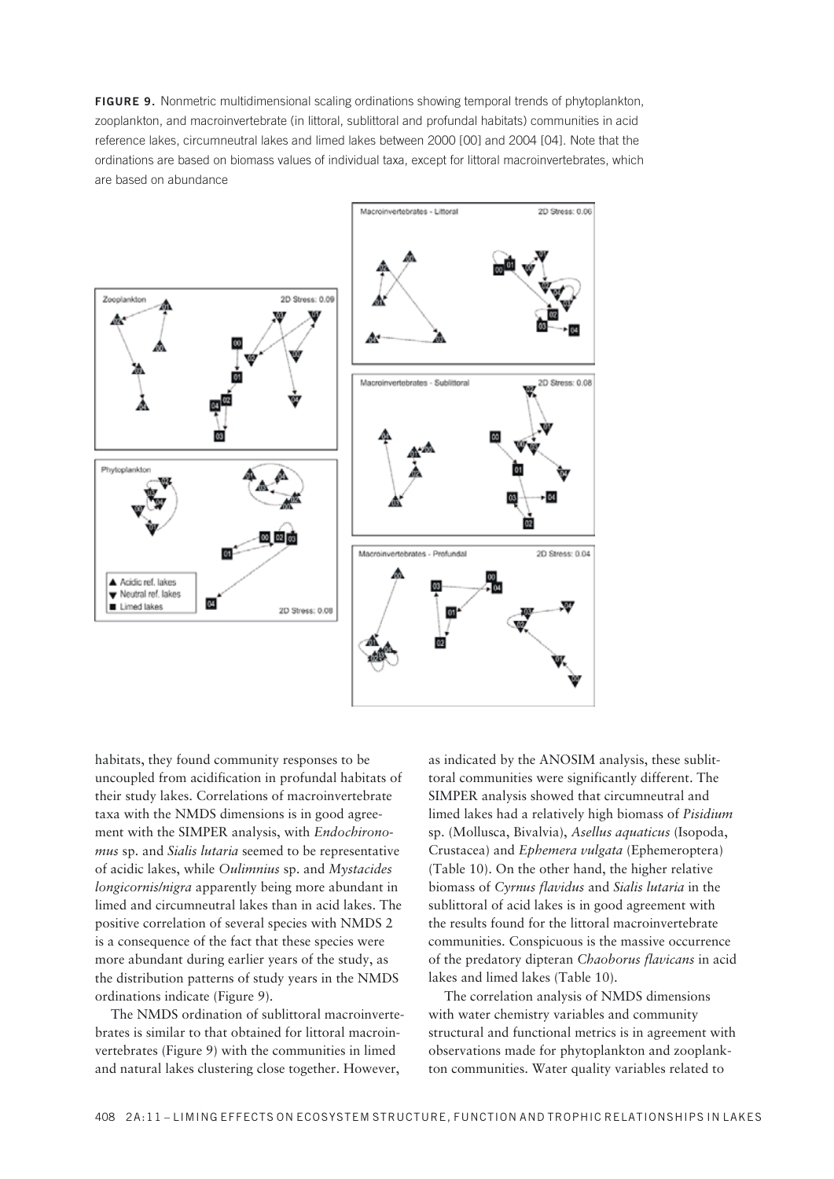**FIGURE 9.** Nonmetric multidimensional scaling ordinations showing temporal trends of phytoplankton, zooplankton, and macroinvertebrate (in littoral, sublittoral and profundal habitats) communities in acid reference lakes, circumneutral lakes and limed lakes between 2000 [00] and 2004 [04]. Note that the ordinations are based on biomass values of individual taxa, except for littoral macroinvertebrates, which are based on abundance

habitats, they found community responses to be uncoupled from acidification in profundal habitats of their study lakes. Correlations of macroinvertebrate taxa with the NMDS dimensions is in good agreement with the SIMPER analysis, with *Endochironomus* sp. and *Sialis lutaria* seemed to be representative of acidic lakes, while *Oulimnius* sp. and *Mystacides longicornis/nigra* apparently being more abundant in limed and circumneutral lakes than in acid lakes. The positive correlation of several species with NMDS 2 is a consequence of the fact that these species were more abundant during earlier years of the study, as the distribution patterns of study years in the NMDS ordinations indicate (Figure 9).

The NMDS ordination of sublittoral macroinvertebrates is similar to that obtained for littoral macroinvertebrates (Figure 9) with the communities in limed and natural lakes clustering close together. However, as indicated by the ANOSIM analysis, these sublittoral communities were significantly different. The SIMPER analysis showed that circumneutral and limed lakes had a relatively high biomass of *Pisidium* sp. (Mollusca, Bivalvia), *Asellus aquaticus* (Isopoda, Crustacea) and *Ephemera vulgata* (Ephemeroptera) (Table 10). On the other hand, the higher relative biomass of *Cyrnus flavidus* and *Sialis lutaria* in the sublittoral of acid lakes is in good agreement with the results found for the littoral macroinvertebrate communities. Conspicuous is the massive occurrence of the predatory dipteran *Chaoborus flavicans* in acid lakes and limed lakes (Table 10).

The correlation analysis of NMDS dimensions with water chemistry variables and community structural and functional metrics is in agreement with observations made for phytoplankton and zooplankton communities. Water quality variables related to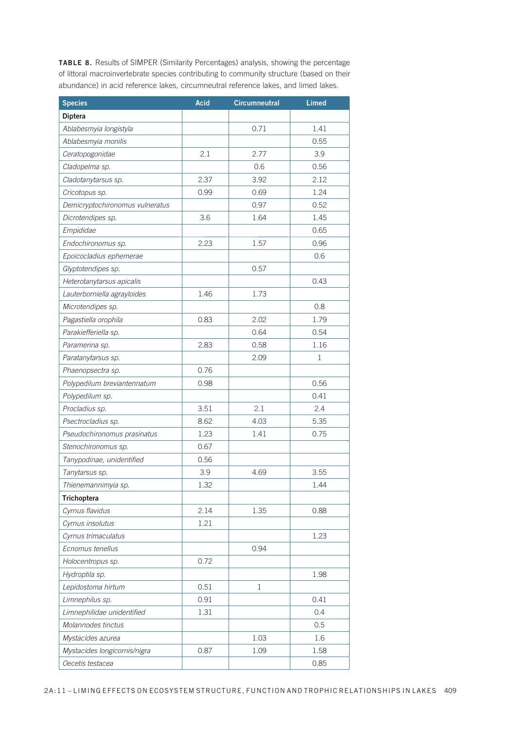**TABLE 8.** Results of SIMPER (Similarity Percentages) analysis, showing the percentage of littoral macroinvertebrate species contributing to community structure (based on their abundance) in acid reference lakes, circumneutral reference lakes, and limed lakes.

| Species | Acid | Circumneutral | Limed |
|---|---|---|---|
| **Diptera** | | | |
| *Ablabesmyia longistyla* | | 0.71 | 1.41 |
| *Ablabesmyia monilis* | | | 0.55 |
| *Ceratopogonidae* | 2.1 | 2.77 | 3.9 |
| *Cladopelma sp.* | | 0.6 | 0.56 |
| *Cladotanytarsus sp.* | 2.37 | 3.92 | 2.12 |
| *Cricotopus sp.* | 0.99 | 0.69 | 1.24 |
| *Demicryptochironomus vulneratus* | | 0.97 | 0.52 |
| *Dicrotendipes sp.* | 3.6 | 1.64 | 1.45 |
| *Empididae* | | | 0.65 |
| *Endochironomus sp.* | 2.23 | 1.57 | 0.96 |
| *Epoicocladius ephemerae* | | | 0.6 |
| *Glyptotendipes sp.* | | 0.57 | |
| *Heterotanytarsus apicalis* | | | 0.43 |
| *Lauterborniella agrayloides* | 1.46 | 1.73 | |
| *Microtendipes sp.* | | | 0.8 |
| *Pagastiella orophila* | 0.83 | 2.02 | 1.79 |
| *Parakiefferiella sp.* | | 0.64 | 0.54 |
| *Paramerina sp.* | 2.83 | 0.58 | 1.16 |
| *Paratanytarsus sp.* | | 2.09 | 1 |
| *Phaenopsectra sp.* | 0.76 | | |
| *Polypedilum breviantennatum* | 0.98 | | 0.56 |
| *Polypedilum sp.* | | | 0.41 |
| *Procladius sp.* | 3.51 | 2.1 | 2.4 |
| *Psectrocladius sp.* | 8.62 | 4.03 | 5.35 |
| *Pseudochironomus prasinatus* | 1.23 | 1.41 | 0.75 |
| *Stenochironomus sp.* | 0.67 | | |
| *Tanypodinae, unidentified* | 0.56 | | |
| *Tanytarsus sp.* | 3.9 | 4.69 | 3.55 |
| *Thienemannimyia sp.* | 1.32 | | 1.44 |
| **Trichoptera** | | | |
| *Cyrnus flavidus* | 2.14 | 1.35 | 0.88 |
| *Cyrnus insolutus* | 1.21 | | |
| *Cyrnus trimaculatus* | | | 1.23 |
| *Ecnomus tenellus* | | 0.94 | |
| *Holocentropus sp.* | 0.72 | | |
| *Hydroptila sp.* | | | 1.98 |
| *Lepidostoma hirtum* | 0.51 | 1 | |
| *Limnephilus sp.* | 0.91 | | 0.41 |
| *Limnephilidae unidentified* | 1.31 | | 0.4 |
| *Molannodes tinctus* | | | 0.5 |
| *Mystacides azurea* | | 1.03 | 1.6 |
| *Mystacides longicornis/nigra* | 0.87 | 1.09 | 1.58 |
| *Oecetis testacea* | | | 0.85 |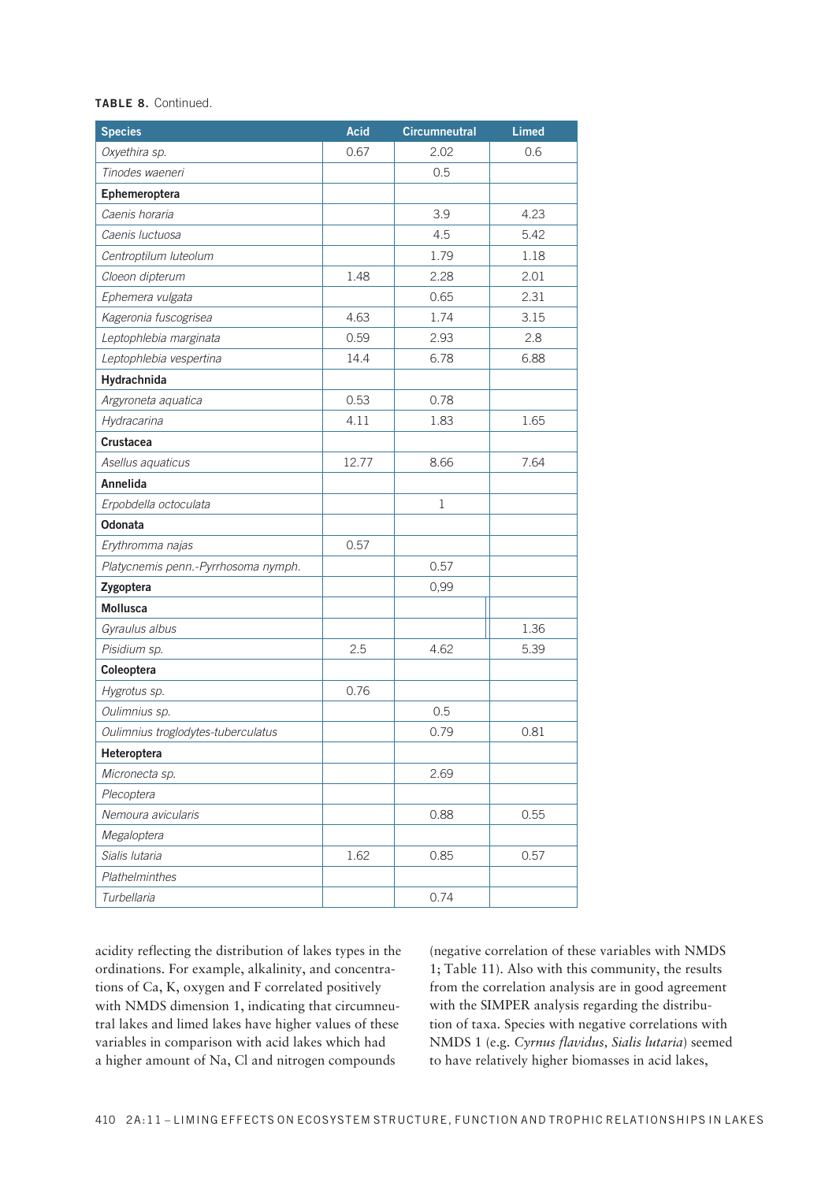**TABLE 8.** Continued.

| Species | Acid | Circumneutral | Limed |
|---|---|---|---|
| *Oxyethira sp.* | 0.67 | 2.02 | 0.6 |
| *Tinodes waeneri* | | 0.5 | |
| **Ephemeroptera** | | | |
| *Caenis horaria* | | 3.9 | 4.23 |
| *Caenis luctuosa* | | 4.5 | 5.42 |
| *Centroptilum luteolum* | | 1.79 | 1.18 |
| *Cloeon dipterum* | 1.48 | 2.28 | 2.01 |
| *Ephemera vulgata* | | 0.65 | 2.31 |
| *Kageronia fuscogrisea* | 4.63 | 1.74 | 3.15 |
| *Leptophlebia marginata* | 0.59 | 2.93 | 2.8 |
| *Leptophlebia vespertina* | 14.4 | 6.78 | 6.88 |
| **Hydrachnida** | | | |
| *Argyroneta aquatica* | 0.53 | 0.78 | |
| *Hydracarina* | 4.11 | 1.83 | 1.65 |
| **Crustacea** | | | |
| *Asellus aquaticus* | 12.77 | 8.66 | 7.64 |
| **Annelida** | | | |
| *Erpobdella octoculata* | | 1 | |
| **Odonata** | | | |
| *Erythromma najas* | 0.57 | | |
| *Platycnemis penn.-Pyrrhosoma nymph.* | | 0.57 | |
| **Zygoptera** | | 0,99 | |
| **Mollusca** | | | |
| *Gyraulus albus* | | | 1.36 |
| *Pisidium sp.* | 2.5 | 4.62 | 5.39 |
| **Coleoptera** | | | |
| *Hygrotus sp.* | 0.76 | | |
| *Oulimnius sp.* | | 0.5 | |
| *Oulimnius troglodytes-tuberculatus* | | 0.79 | 0.81 |
| **Heteroptera** | | | |
| *Micronecta sp.* | | 2.69 | |
| *Plecoptera* | | | |
| *Nemoura avicularis* | | 0.88 | 0.55 |
| *Megaloptera* | | | |
| *Sialis lutaria* | 1.62 | 0.85 | 0.57 |
| *Plathelminthes* | | | |
| *Turbellaria* | | 0.74 | |

acidity reflecting the distribution of lakes types in the ordinations. For example, alkalinity, and concentrations of Ca, K, oxygen and F correlated positively with NMDS dimension 1, indicating that circumneutral lakes and limed lakes have higher values of these variables in comparison with acid lakes which had a higher amount of Na, Cl and nitrogen compounds (negative correlation of these variables with NMDS 1; Table 11). Also with this community, the results from the correlation analysis are in good agreement with the SIMPER analysis regarding the distribution of taxa. Species with negative correlations with NMDS 1 (e.g. *Cyrnus flavidus, Sialis lutaria*) seemed to have relatively higher biomasses in acid lakes,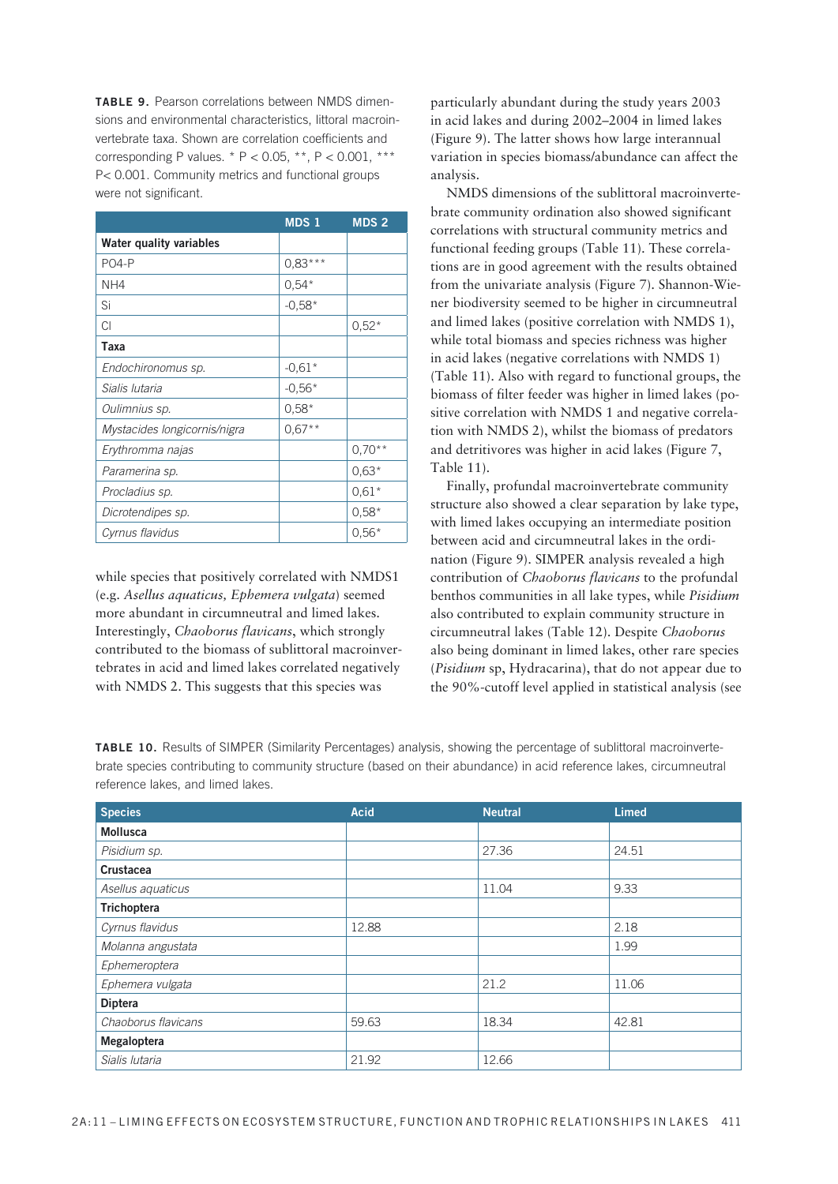**TABLE 9.** Pearson correlations between NMDS dimensions and environmental characteristics, littoral macroinvertebrate taxa. Shown are correlation coefficients and corresponding P values. * P < 0.05, **, P < 0.001, *** P< 0.001. Community metrics and functional groups were not significant.

| | MDS 1 | MDS 2 |
|---|---|---|
| **Water quality variables** | | |
| PO4-P | 0,83*** | |
| NH4 | 0,54* | |
| Si | -0,58* | |
| Cl | | 0,52* |
| **Taxa** | | |
| *Endochironomus sp.* | -0,61* | |
| *Sialis lutaria* | -0,56* | |
| *Oulimnius sp.* | 0,58* | |
| *Mystacides longicornis/nigra* | 0,67** | |
| *Erythromma najas* | | 0,70** |
| *Paramerina sp.* | | 0,63* |
| *Procladius sp.* | | 0,61* |
| *Dicrotendipes sp.* | | 0,58* |
| *Cyrnus flavidus* | | 0,56* |

while species that positively correlated with NMDS1 (e.g. *Asellus aquaticus, Ephemera vulgata*) seemed more abundant in circumneutral and limed lakes. Interestingly, *Chaoborus flavicans*, which strongly contributed to the biomass of sublittoral macroinvertebrates in acid and limed lakes correlated negatively with NMDS 2. This suggests that this species was particularly abundant during the study years 2003 in acid lakes and during 2002–2004 in limed lakes (Figure 9). The latter shows how large interannual variation in species biomass/abundance can affect the analysis.

NMDS dimensions of the sublittoral macroinvertebrate community ordination also showed significant correlations with structural community metrics and functional feeding groups (Table 11). These correlations are in good agreement with the results obtained from the univariate analysis (Figure 7). Shannon-Wiener biodiversity seemed to be higher in circumneutral and limed lakes (positive correlation with NMDS 1), while total biomass and species richness was higher in acid lakes (negative correlations with NMDS 1) (Table 11). Also with regard to functional groups, the biomass of filter feeder was higher in limed lakes (positive correlation with NMDS 1 and negative correlation with NMDS 2), whilst the biomass of predators and detritivores was higher in acid lakes (Figure 7, Table 11).

Finally, profundal macroinvertebrate community structure also showed a clear separation by lake type, with limed lakes occupying an intermediate position between acid and circumneutral lakes in the ordination (Figure 9). SIMPER analysis revealed a high contribution of *Chaoborus flavicans* to the profundal benthos communities in all lake types, while *Pisidium* also contributed to explain community structure in circumneutral lakes (Table 12). Despite *Chaoborus* also being dominant in limed lakes, other rare species (*Pisidium* sp, Hydracarina), that do not appear due to the 90%-cutoff level applied in statistical analysis (see

**TABLE 10.** Results of SIMPER (Similarity Percentages) analysis, showing the percentage of sublittoral macroinvertebrate species contributing to community structure (based on their abundance) in acid reference lakes, circumneutral reference lakes, and limed lakes.

| Species | Acid | Neutral | Limed |
|---|---|---|---|
| **Mollusca** | | | |
| *Pisidium sp.* | | 27.36 | 24.51 |
| **Crustacea** | | | |
| *Asellus aquaticus* | | 11.04 | 9.33 |
| **Trichoptera** | | | |
| *Cyrnus flavidus* | 12.88 | | 2.18 |
| *Molanna angustata* | | | 1.99 |
| *Ephemeroptera* | | | |
| *Ephemera vulgata* | | 21.2 | 11.06 |
| **Diptera** | | | |
| *Chaoborus flavicans* | 59.63 | 18.34 | 42.81 |
| **Megaloptera** | | | |
| *Sialis lutaria* | 21.92 | 12.66 | |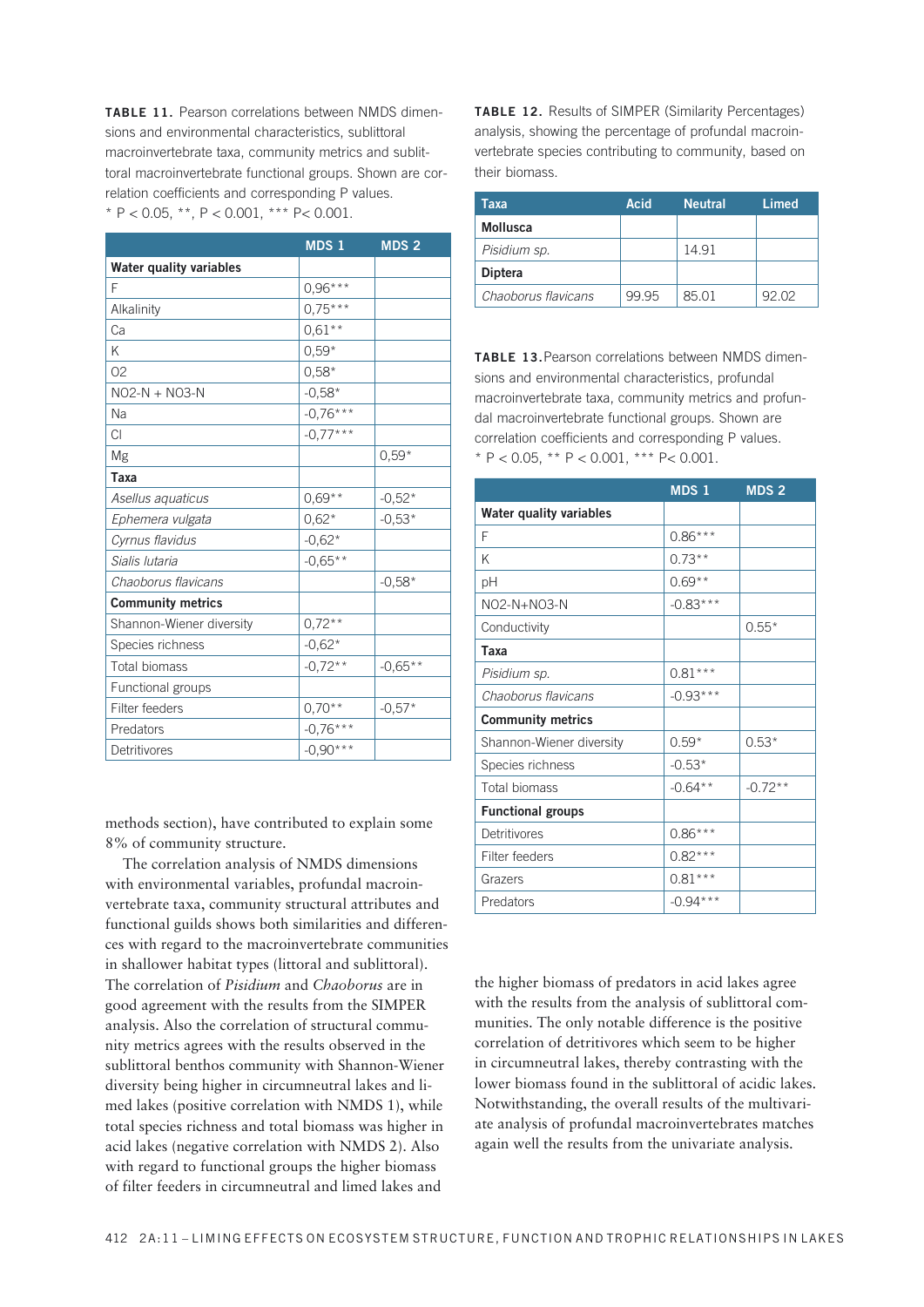**TABLE 11.** Pearson correlations between NMDS dimensions and environmental characteristics, sublittoral macroinvertebrate taxa, community metrics and sublittoral macroinvertebrate functional groups. Shown are correlation coefficients and corresponding P values. * P < 0.05, **, P < 0.001, *** P< 0.001.

| | MDS 1 | MDS 2 |
|---|---|---|
| **Water quality variables** | | |
| F | 0,96*** | |
| Alkalinity | 0,75*** | |
| Ca | 0,61** | |
| K | 0,59* | |
| O2 | 0,58* | |
| NO2-N + NO3-N | -0,58* | |
| Na | -0,76*** | |
| Cl | -0,77*** | |
| Mg | | 0,59* |
| **Taxa** | | |
| *Asellus aquaticus* | 0,69** | -0,52* |
| *Ephemera vulgata* | 0,62* | -0,53* |
| *Cyrnus flavidus* | -0,62* | |
| *Sialis lutaria* | -0,65** | |
| *Chaoborus flavicans* | | -0,58* |
| **Community metrics** | | |
| Shannon-Wiener diversity | 0,72** | |
| Species richness | -0,62* | |
| Total biomass | -0,72** | -0,65** |
| Functional groups | | |
| Filter feeders | 0,70** | -0,57* |
| Predators | -0,76*** | |
| Detritivores | -0,90*** | |

methods section), have contributed to explain some 8% of community structure.

The correlation analysis of NMDS dimensions with environmental variables, profundal macroinvertebrate taxa, community structural attributes and functional guilds shows both similarities and differences with regard to the macroinvertebrate communities in shallower habitat types (littoral and sublittoral). The correlation of *Pisidium* and *Chaoborus* are in good agreement with the results from the SIMPER analysis. Also the correlation of structural community metrics agrees with the results observed in the sublittoral benthos community with Shannon-Wiener diversity being higher in circumneutral lakes and limed lakes (positive correlation with NMDS 1), while total species richness and total biomass was higher in acid lakes (negative correlation with NMDS 2). Also with regard to functional groups the higher biomass of filter feeders in circumneutral and limed lakes and the higher biomass of predators in acid lakes agree with the results from the analysis of sublittoral communities. The only notable difference is the positive correlation of detritivores which seem to be higher in circumneutral lakes, thereby contrasting with the lower biomass found in the sublittoral of acidic lakes. Notwithstanding, the overall results of the multivariate analysis of profundal macroinvertebrates matches again well the results from the univariate analysis.

**TABLE 12.** Results of SIMPER (Similarity Percentages) analysis, showing the percentage of profundal macroinvertebrate species contributing to community, based on their biomass.

| Taxa | Acid | Neutral | Limed |
|---|---|---|---|
| **Mollusca** | | | |
| *Pisidium sp.* | | 14.91 | |
| **Diptera** | | | |
| *Chaoborus flavicans* | 99.95 | 85.01 | 92.02 |

**TABLE 13.** Pearson correlations between NMDS dimensions and environmental characteristics, profundal macroinvertebrate taxa, community metrics and profundal macroinvertebrate functional groups. Shown are correlation coefficients and corresponding P values. * P < 0.05, ** P < 0.001, *** P< 0.001.

| | MDS 1 | MDS 2 |
|---|---|---|
| **Water quality variables** | | |
| F | 0.86*** | |
| K | 0.73** | |
| pH | 0.69** | |
| NO2-N+NO3-N | -0.83*** | |
| Conductivity | | 0.55* |
| **Taxa** | | |
| *Pisidium sp.* | 0.81*** | |
| *Chaoborus flavicans* | -0.93*** | |
| **Community metrics** | | |
| Shannon-Wiener diversity | 0.59* | 0.53* |
| Species richness | -0.53* | |
| Total biomass | -0.64** | -0.72** |
| **Functional groups** | | |
| Detritivores | 0.86*** | |
| Filter feeders | 0.82*** | |
| Grazers | 0.81*** | |
| Predators | -0.94*** | |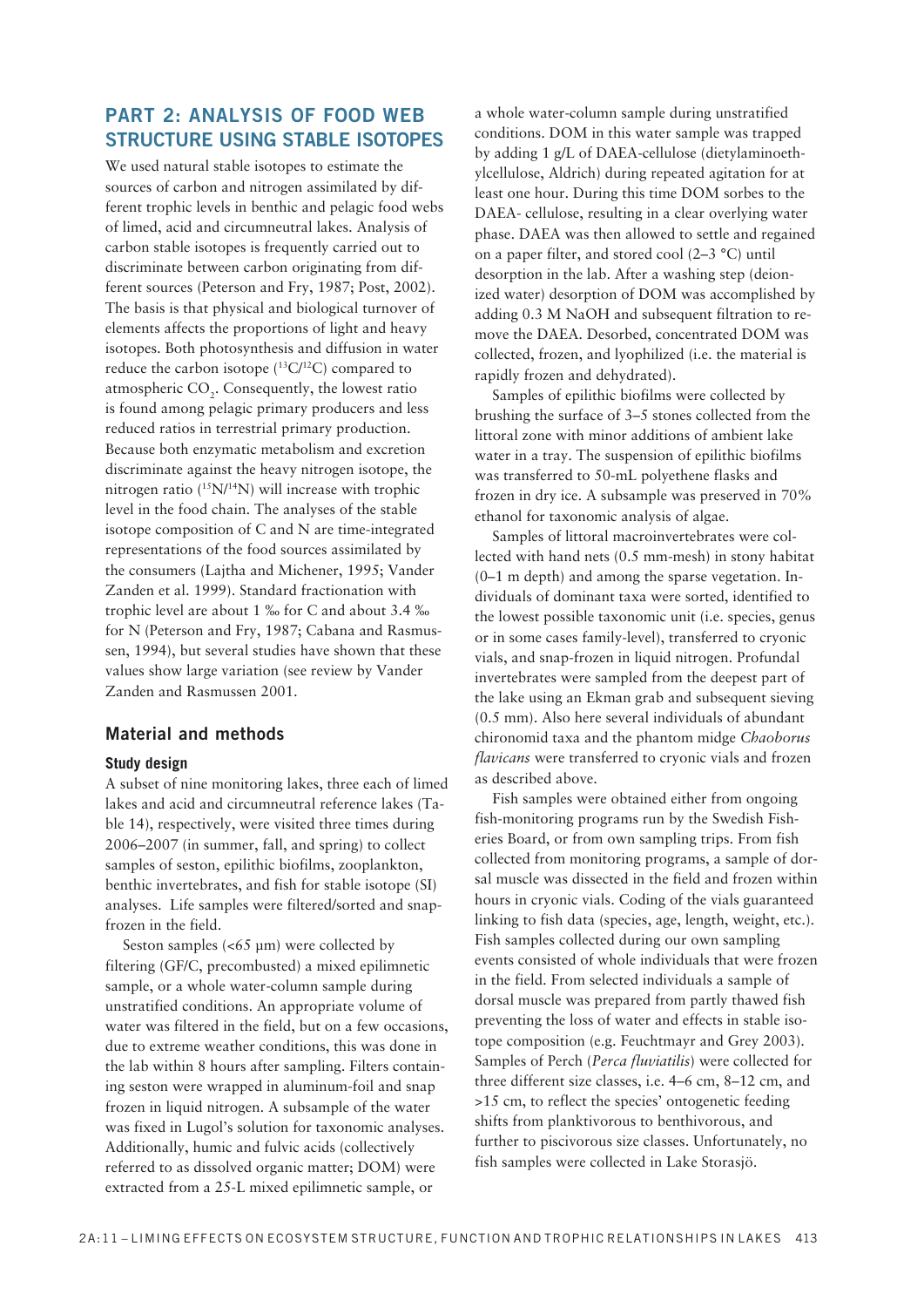## PART 2: ANALYSIS OF FOOD WEB STRUCTURE USING STABLE ISOTOPES

We used natural stable isotopes to estimate the sources of carbon and nitrogen assimilated by different trophic levels in benthic and pelagic food webs of limed, acid and circumneutral lakes. Analysis of carbon stable isotopes is frequently carried out to discriminate between carbon originating from different sources (Peterson and Fry, 1987; Post, 2002). The basis is that physical and biological turnover of elements affects the proportions of light and heavy isotopes. Both photosynthesis and diffusion in water reduce the carbon isotope ($^{13}C/^{12}C$) compared to atmospheric $CO_2$. Consequently, the lowest ratio is found among pelagic primary producers and less reduced ratios in terrestrial primary production. Because both enzymatic metabolism and excretion discriminate against the heavy nitrogen isotope, the nitrogen ratio ($^{15}N/^{14}N$) will increase with trophic level in the food chain. The analyses of the stable isotope composition of C and N are time-integrated representations of the food sources assimilated by the consumers (Lajtha and Michener, 1995; Vander Zanden et al. 1999). Standard fractionation with trophic level are about 1 ‰ for C and about 3.4 ‰ for N (Peterson and Fry, 1987; Cabana and Rasmussen, 1994), but several studies have shown that these values show large variation (see review by Vander Zanden and Rasmussen 2001.

### Material and methods

#### Study design

A subset of nine monitoring lakes, three each of limed lakes and acid and circumneutral reference lakes (Table 14), respectively, were visited three times during 2006–2007 (in summer, fall, and spring) to collect samples of seston, epilithic biofilms, zooplankton, benthic invertebrates, and fish for stable isotope (SI) analyses. Life samples were filtered/sorted and snap-frozen in the field.

Seston samples (<65 µm) were collected by filtering (GF/C, precombusted) a mixed epilimnetic sample, or a whole water-column sample during unstratified conditions. An appropriate volume of water was filtered in the field, but on a few occasions, due to extreme weather conditions, this was done in the lab within 8 hours after sampling. Filters containing seston were wrapped in aluminum-foil and snap frozen in liquid nitrogen. A subsample of the water was fixed in Lugol's solution for taxonomic analyses. Additionally, humic and fulvic acids (collectively referred to as dissolved organic matter; DOM) were extracted from a 25-L mixed epilimnetic sample, or a whole water-column sample during unstratified conditions. DOM in this water sample was trapped by adding 1 g/L of DAEA-cellulose (dietylaminoethylcellulose, Aldrich) during repeated agitation for at least one hour. During this time DOM sorbes to the DAEA- cellulose, resulting in a clear overlying water phase. DAEA was then allowed to settle and regained on a paper filter, and stored cool (2–3 °C) until desorption in the lab. After a washing step (deionized water) desorption of DOM was accomplished by adding 0.3 M NaOH and subsequent filtration to remove the DAEA. Desorbed, concentrated DOM was collected, frozen, and lyophilized (i.e. the material is rapidly frozen and dehydrated).

Samples of epilithic biofilms were collected by brushing the surface of 3–5 stones collected from the littoral zone with minor additions of ambient lake water in a tray. The suspension of epilithic biofilms was transferred to 50-mL polyethene flasks and frozen in dry ice. A subsample was preserved in 70% ethanol for taxonomic analysis of algae.

Samples of littoral macroinvertebrates were collected with hand nets (0.5 mm-mesh) in stony habitat (0–1 m depth) and among the sparse vegetation. Individuals of dominant taxa were sorted, identified to the lowest possible taxonomic unit (i.e. species, genus or in some cases family-level), transferred to cryonic vials, and snap-frozen in liquid nitrogen. Profundal invertebrates were sampled from the deepest part of the lake using an Ekman grab and subsequent sieving (0.5 mm). Also here several individuals of abundant chironomid taxa and the phantom midge *Chaoborus flavicans* were transferred to cryonic vials and frozen as described above.

Fish samples were obtained either from ongoing fish-monitoring programs run by the Swedish Fisheries Board, or from own sampling trips. From fish collected from monitoring programs, a sample of dorsal muscle was dissected in the field and frozen within hours in cryonic vials. Coding of the vials guaranteed linking to fish data (species, age, length, weight, etc.). Fish samples collected during our own sampling events consisted of whole individuals that were frozen in the field. From selected individuals a sample of dorsal muscle was prepared from partly thawed fish preventing the loss of water and effects in stable isotope composition (e.g. Feuchtmayr and Grey 2003). Samples of Perch (*Perca fluviatilis*) were collected for three different size classes, i.e. 4–6 cm, 8–12 cm, and >15 cm, to reflect the species' ontogenetic feeding shifts from planktivorous to benthivorous, and further to piscivorous size classes. Unfortunately, no fish samples were collected in Lake Storasjö.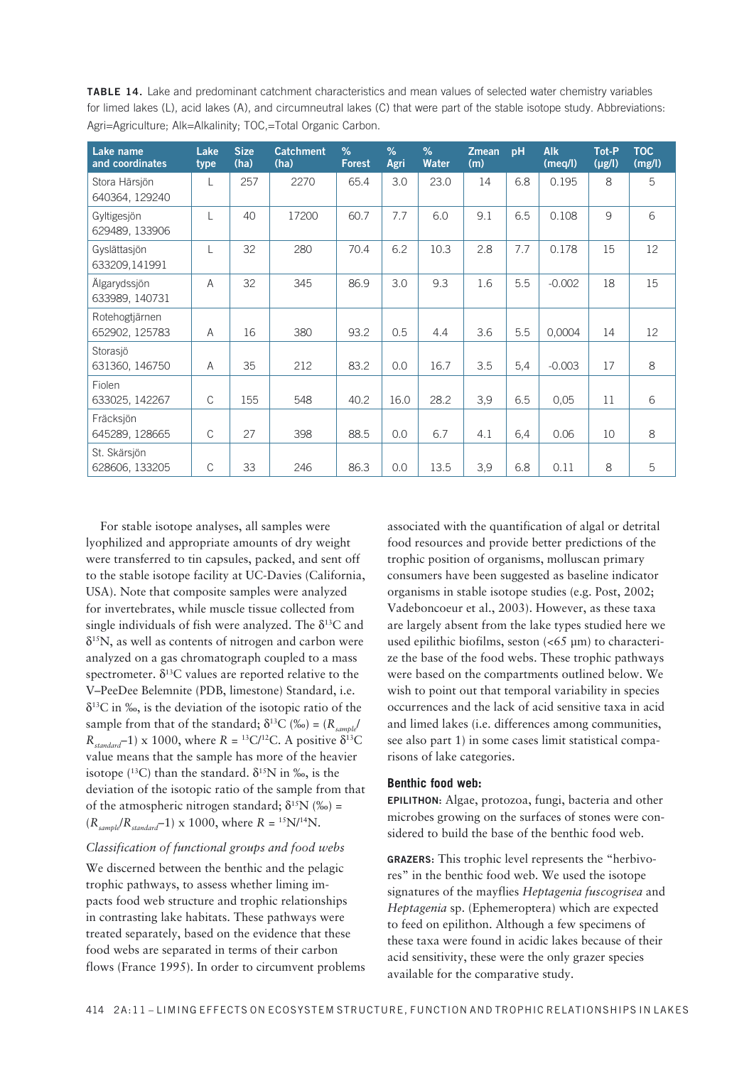**TABLE 14.** Lake and predominant catchment characteristics and mean values of selected water chemistry variables for limed lakes (L), acid lakes (A), and circumneutral lakes (C) that were part of the stable isotope study. Abbreviations: Agri=Agriculture; Alk=Alkalinity; TOC,=Total Organic Carbon.

| Lake name and coordinates | Lake type | Size (ha) | Catchment (ha) | % Forest | % Agri | % Water | Zmean (m) | pH | Alk (meq/l) | Tot-P (µg/l) | TOC (mg/l) |
|---|---|---|---|---|---|---|---|---|---|---|---|
| Stora Härsjön 640364, 129240 | L | 257 | 2270 | 65.4 | 3.0 | 23.0 | 14 | 6.8 | 0.195 | 8 | 5 |
| Gyltigesjön 629489, 133906 | L | 40 | 17200 | 60.7 | 7.7 | 6.0 | 9.1 | 6.5 | 0.108 | 9 | 6 |
| Gyslättasjön 633209,141991 | L | 32 | 280 | 70.4 | 6.2 | 10.3 | 2.8 | 7.7 | 0.178 | 15 | 12 |
| Älgarydssjön 633989, 140731 | A | 32 | 345 | 86.9 | 3.0 | 9.3 | 1.6 | 5.5 | -0.002 | 18 | 15 |
| Rotehogtjärnen 652902, 125783 | A | 16 | 380 | 93.2 | 0.5 | 4.4 | 3.6 | 5.5 | 0,0004 | 14 | 12 |
| Storasjö 631360, 146750 | A | 35 | 212 | 83.2 | 0.0 | 16.7 | 3.5 | 5,4 | -0.003 | 17 | 8 |
| Fiolen 633025, 142267 | C | 155 | 548 | 40.2 | 16.0 | 28.2 | 3,9 | 6.5 | 0,05 | 11 | 6 |
| Fräcksjön 645289, 128665 | C | 27 | 398 | 88.5 | 0.0 | 6.7 | 4.1 | 6,4 | 0.06 | 10 | 8 |
| St. Skärsjön 628606, 133205 | C | 33 | 246 | 86.3 | 0.0 | 13.5 | 3,9 | 6.8 | 0.11 | 8 | 5 |

For stable isotope analyses, all samples were lyophilized and appropriate amounts of dry weight were transferred to tin capsules, packed, and sent off to the stable isotope facility at UC-Davies (California, USA). Note that composite samples were analyzed for invertebrates, while muscle tissue collected from single individuals of fish were analyzed. The $\delta^{13}C$ and $\delta^{15}N$, as well as contents of nitrogen and carbon were analyzed on a gas chromatograph coupled to a mass spectrometer. $\delta^{13}C$ values are reported relative to the V–PeeDee Belemnite (PDB, limestone) Standard, i.e. $\delta^{13}C$ in ‰, is the deviation of the isotopic ratio of the sample from that of the standard; $\delta^{13}C$ (‰) = $(R_{sample}/R_{standard}-1) \times 1000$, where $R = {}^{13}C/{}^{12}C$. A positive $\delta^{13}C$ value means that the sample has more of the heavier isotope ($^{13}C$) than the standard. $\delta^{15}N$ in ‰, is the deviation of the isotopic ratio of the sample from that of the atmospheric nitrogen standard; $\delta^{15}N$ (‰) = $(R_{sample}/R_{standard}-1) \times 1000$, where $R = {}^{15}N/{}^{14}N$.

*Classification of functional groups and food webs*

We discerned between the benthic and the pelagic trophic pathways, to assess whether liming impacts food web structure and trophic relationships in contrasting lake habitats. These pathways were treated separately, based on the evidence that these food webs are separated in terms of their carbon flows (France 1995). In order to circumvent problems associated with the quantification of algal or detrital food resources and provide better predictions of the trophic position of organisms, molluscan primary consumers have been suggested as baseline indicator organisms in stable isotope studies (e.g. Post, 2002; Vadeboncoeur et al., 2003). However, as these taxa are largely absent from the lake types studied here we used epilithic biofilms, seston (<65 µm) to characterize the base of the food webs. These trophic pathways were based on the compartments outlined below. We wish to point out that temporal variability in species occurrences and the lack of acid sensitive taxa in acid and limed lakes (i.e. differences among communities, see also part 1) in some cases limit statistical comparisons of lake categories.

**Benthic food web:**

**EPILITHON:** Algae, protozoa, fungi, bacteria and other microbes growing on the surfaces of stones were considered to build the base of the benthic food web.

**GRAZERS:** This trophic level represents the "herbivores" in the benthic food web. We used the isotope signatures of the mayflies *Heptagenia fuscogrisea* and *Heptagenia* sp. (Ephemeroptera) which are expected to feed on epilithon. Although a few specimens of these taxa were found in acidic lakes because of their acid sensitivity, these were the only grazer species available for the comparative study.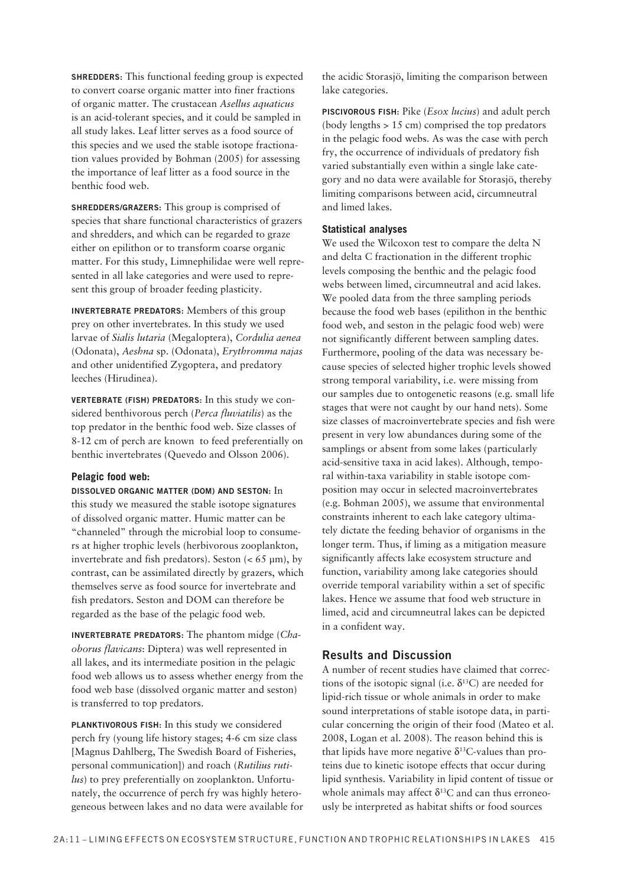**SHREDDERS:** This functional feeding group is expected to convert coarse organic matter into finer fractions of organic matter. The crustacean *Asellus aquaticus* is an acid-tolerant species, and it could be sampled in all study lakes. Leaf litter serves as a food source of this species and we used the stable isotope fractionation values provided by Bohman (2005) for assessing the importance of leaf litter as a food source in the benthic food web.

**SHREDDERS/GRAZERS:** This group is comprised of species that share functional characteristics of grazers and shredders, and which can be regarded to graze either on epilithon or to transform coarse organic matter. For this study, Limnephilidae were well represented in all lake categories and were used to represent this group of broader feeding plasticity.

**INVERTEBRATE PREDATORS:** Members of this group prey on other invertebrates. In this study we used larvae of *Sialis lutaria* (Megaloptera), *Cordulia aenea* (Odonata), *Aeshna* sp. (Odonata), *Erythromma najas* and other unidentified Zygoptera, and predatory leeches (Hirudinea).

**VERTEBRATE (FISH) PREDATORS:** In this study we considered benthivorous perch (*Perca fluviatilis*) as the top predator in the benthic food web. Size classes of 8-12 cm of perch are known to feed preferentially on benthic invertebrates (Quevedo and Olsson 2006).

#### Pelagic food web:

**DISSOLVED ORGANIC MATTER (DOM) AND SESTON:** In this study we measured the stable isotope signatures of dissolved organic matter. Humic matter can be "channeled" through the microbial loop to consumers at higher trophic levels (herbivorous zooplankton, invertebrate and fish predators). Seston (< 65 µm), by contrast, can be assimilated directly by grazers, which themselves serve as food source for invertebrate and fish predators. Seston and DOM can therefore be regarded as the base of the pelagic food web.

**INVERTEBRATE PREDATORS:** The phantom midge (*Chaoborus flavicans*: Diptera) was well represented in all lakes, and its intermediate position in the pelagic food web allows us to assess whether energy from the food web base (dissolved organic matter and seston) is transferred to top predators.

**PLANKTIVOROUS FISH:** In this study we considered perch fry (young life history stages; 4-6 cm size class [Magnus Dahlberg, The Swedish Board of Fisheries, personal communication]) and roach (*Rutilius rutilus*) to prey preferentially on zooplankton. Unfortunately, the occurrence of perch fry was highly heterogeneous between lakes and no data were available for the acidic Storasjö, limiting the comparison between lake categories.

**PISCIVOROUS FISH:** Pike (*Esox lucius*) and adult perch (body lengths > 15 cm) comprised the top predators in the pelagic food webs. As was the case with perch fry, the occurrence of individuals of predatory fish varied substantially even within a single lake category and no data were available for Storasjö, thereby limiting comparisons between acid, circumneutral and limed lakes.

#### Statistical analyses

We used the Wilcoxon test to compare the delta N and delta C fractionation in the different trophic levels composing the benthic and the pelagic food webs between limed, circumneutral and acid lakes. We pooled data from the three sampling periods because the food web bases (epilithon in the benthic food web, and seston in the pelagic food web) were not significantly different between sampling dates. Furthermore, pooling of the data was necessary because species of selected higher trophic levels showed strong temporal variability, i.e. were missing from our samples due to ontogenetic reasons (e.g. small life stages that were not caught by our hand nets). Some size classes of macroinvertebrate species and fish were present in very low abundances during some of the samplings or absent from some lakes (particularly acid-sensitive taxa in acid lakes). Although, temporal within-taxa variability in stable isotope composition may occur in selected macroinvertebrates (e.g. Bohman 2005), we assume that environmental constraints inherent to each lake category ultimately dictate the feeding behavior of organisms in the longer term. Thus, if liming as a mitigation measure significantly affects lake ecosystem structure and function, variability among lake categories should override temporal variability within a set of specific lakes. Hence we assume that food web structure in limed, acid and circumneutral lakes can be depicted in a confident way.

### Results and Discussion

A number of recent studies have claimed that corrections of the isotopic signal (i.e. $\delta^{13}C$) are needed for lipid-rich tissue or whole animals in order to make sound interpretations of stable isotope data, in particular concerning the origin of their food (Mateo et al. 2008, Logan et al. 2008). The reason behind this is that lipids have more negative $\delta^{13}C$-values than proteins due to kinetic isotope effects that occur during lipid synthesis. Variability in lipid content of tissue or whole animals may affect $\delta^{13}C$ and can thus erroneously be interpreted as habitat shifts or food sources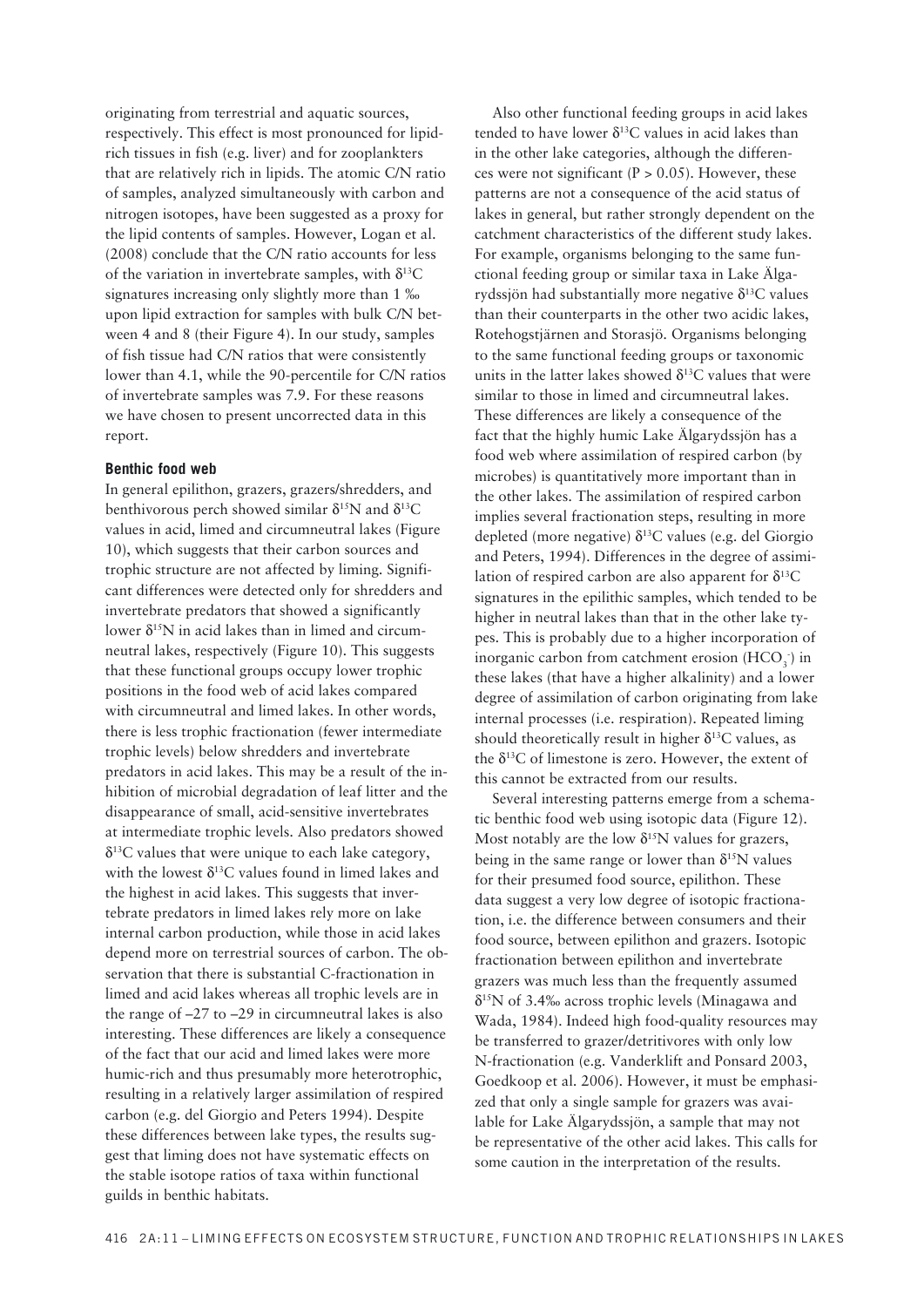originating from terrestrial and aquatic sources, respectively. This effect is most pronounced for lipid-rich tissues in fish (e.g. liver) and for zooplankters that are relatively rich in lipids. The atomic C/N ratio of samples, analyzed simultaneously with carbon and nitrogen isotopes, have been suggested as a proxy for the lipid contents of samples. However, Logan et al. (2008) conclude that the C/N ratio accounts for less of the variation in invertebrate samples, with $\delta^{13}C$ signatures increasing only slightly more than 1 ‰ upon lipid extraction for samples with bulk C/N between 4 and 8 (their Figure 4). In our study, samples of fish tissue had C/N ratios that were consistently lower than 4.1, while the 90-percentile for C/N ratios of invertebrate samples was 7.9. For these reasons we have chosen to present uncorrected data in this report.

### Benthic food web

In general epilithon, grazers, grazers/shredders, and benthivorous perch showed similar $\delta^{15}N$ and $\delta^{13}C$ values in acid, limed and circumneutral lakes (Figure 10), which suggests that their carbon sources and trophic structure are not affected by liming. Significant differences were detected only for shredders and invertebrate predators that showed a significantly lower $\delta^{15}N$ in acid lakes than in limed and circumneutral lakes, respectively (Figure 10). This suggests that these functional groups occupy lower trophic positions in the food web of acid lakes compared with circumneutral and limed lakes. In other words, there is less trophic fractionation (fewer intermediate trophic levels) below shredders and invertebrate predators in acid lakes. This may be a result of the inhibition of microbial degradation of leaf litter and the disappearance of small, acid-sensitive invertebrates at intermediate trophic levels. Also predators showed $\delta^{13}C$ values that were unique to each lake category, with the lowest $\delta^{13}C$ values found in limed lakes and the highest in acid lakes. This suggests that invertebrate predators in limed lakes rely more on lake internal carbon production, while those in acid lakes depend more on terrestrial sources of carbon. The observation that there is substantial C-fractionation in limed and acid lakes whereas all trophic levels are in the range of –27 to –29 in circumneutral lakes is also interesting. These differences are likely a consequence of the fact that our acid and limed lakes were more humic-rich and thus presumably more heterotrophic, resulting in a relatively larger assimilation of respired carbon (e.g. del Giorgio and Peters 1994). Despite these differences between lake types, the results suggest that liming does not have systematic effects on the stable isotope ratios of taxa within functional guilds in benthic habitats.

Also other functional feeding groups in acid lakes tended to have lower $\delta^{13}C$ values in acid lakes than in the other lake categories, although the differences were not significant ($P > 0.05$). However, these patterns are not a consequence of the acid status of lakes in general, but rather strongly dependent on the catchment characteristics of the different study lakes. For example, organisms belonging to the same functional feeding group or similar taxa in Lake Älgarydssjön had substantially more negative $\delta^{13}C$ values than their counterparts in the other two acidic lakes, Rotehogstjärnen and Storasjö. Organisms belonging to the same functional feeding groups or taxonomic units in the latter lakes showed $\delta^{13}C$ values that were similar to those in limed and circumneutral lakes. These differences are likely a consequence of the fact that the highly humic Lake Älgarydssjön has a food web where assimilation of respired carbon (by microbes) is quantitatively more important than in the other lakes. The assimilation of respired carbon implies several fractionation steps, resulting in more depleted (more negative) $\delta^{13}C$ values (e.g. del Giorgio and Peters, 1994). Differences in the degree of assimilation of respired carbon are also apparent for $\delta^{13}C$ signatures in the epilithic samples, which tended to be higher in neutral lakes than that in the other lake types. This is probably due to a higher incorporation of inorganic carbon from catchment erosion ($HCO_3^-$) in these lakes (that have a higher alkalinity) and a lower degree of assimilation of carbon originating from lake internal processes (i.e. respiration). Repeated liming should theoretically result in higher $\delta^{13}C$ values, as the $\delta^{13}C$ of limestone is zero. However, the extent of this cannot be extracted from our results.

Several interesting patterns emerge from a schematic benthic food web using isotopic data (Figure 12). Most notably are the low $\delta^{15}N$ values for grazers, being in the same range or lower than $\delta^{15}N$ values for their presumed food source, epilithon. These data suggest a very low degree of isotopic fractionation, i.e. the difference between consumers and their food source, between epilithon and grazers. Isotopic fractionation between epilithon and invertebrate grazers was much less than the frequently assumed $\delta^{15}N$ of 3.4‰ across trophic levels (Minagawa and Wada, 1984). Indeed high food-quality resources may be transferred to grazer/detritivores with only low N-fractionation (e.g. Vanderklift and Ponsard 2003, Goedkoop et al. 2006). However, it must be emphasized that only a single sample for grazers was available for Lake Älgarydssjön, a sample that may not be representative of the other acid lakes. This calls for some caution in the interpretation of the results.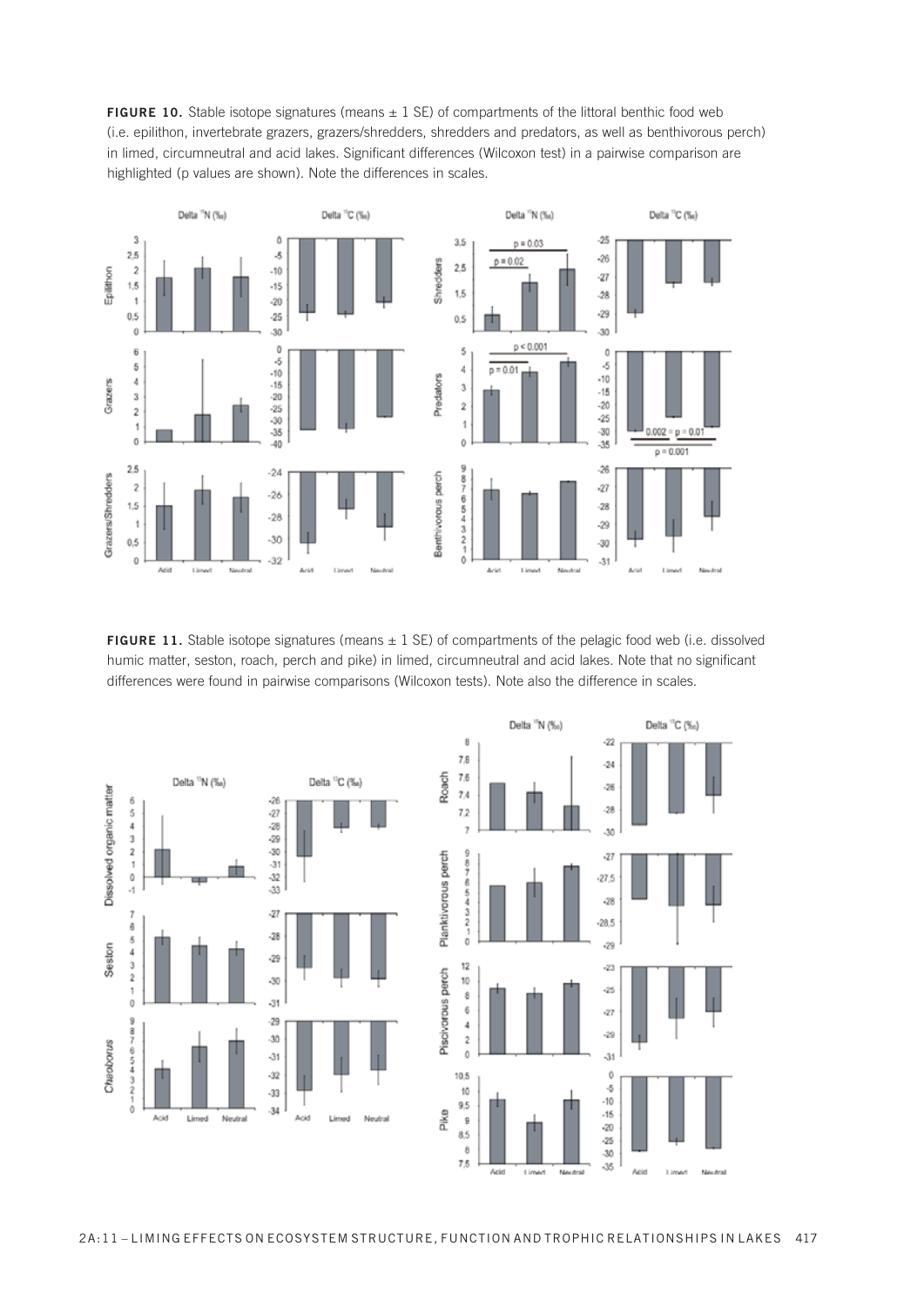**FIGURE 10.** Stable isotope signatures (means ± 1 SE) of compartments of the littoral benthic food web (i.e. epilithon, invertebrate grazers, grazers/shredders, shredders and predators, as well as benthivorous perch) in limed, circumneutral and acid lakes. Significant differences (Wilcoxon test) in a pairwise comparison are highlighted (p values are shown). Note the differences in scales.

**FIGURE 11.** Stable isotope signatures (means ± 1 SE) of compartments of the pelagic food web (i.e. dissolved humic matter, seston, roach, perch and pike) in limed, circumneutral and acid lakes. Note that no significant differences were found in pairwise comparisons (Wilcoxon tests). Note also the difference in scales.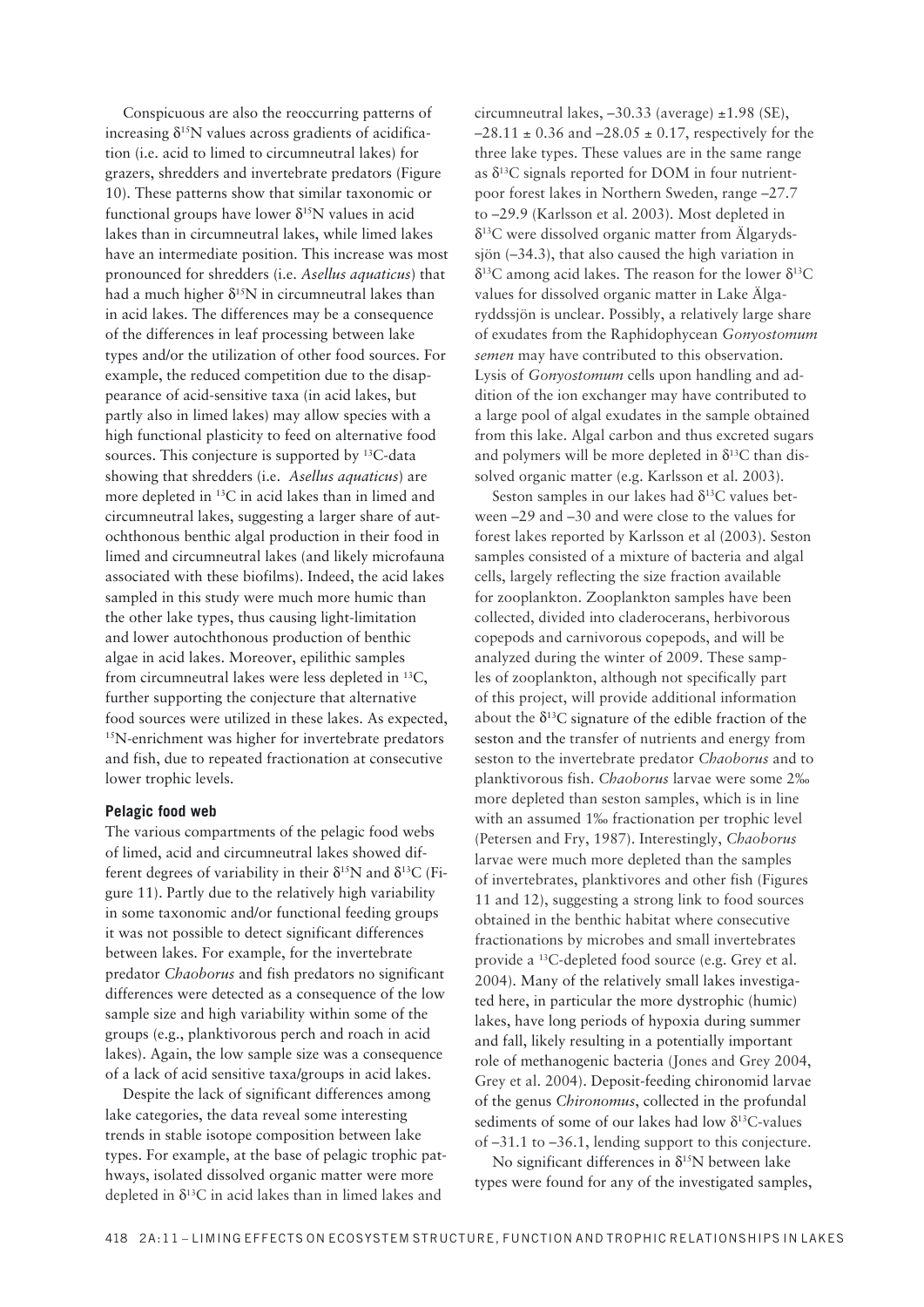Conspicuous are also the reoccurring patterns of increasing $\delta^{15}N$ values across gradients of acidification (i.e. acid to limed to circumneutral lakes) for grazers, shredders and invertebrate predators (Figure 10). These patterns show that similar taxonomic or functional groups have lower $\delta^{15}N$ values in acid lakes than in circumneutral lakes, while limed lakes have an intermediate position. This increase was most pronounced for shredders (i.e. *Asellus aquaticus*) that had a much higher $\delta^{15}N$ in circumneutral lakes than in acid lakes. The differences may be a consequence of the differences in leaf processing between lake types and/or the utilization of other food sources. For example, the reduced competition due to the disappearance of acid-sensitive taxa (in acid lakes, but partly also in limed lakes) may allow species with a high functional plasticity to feed on alternative food sources. This conjecture is supported by $^{13}C$-data showing that shredders (i.e. *Asellus aquaticus*) are more depleted in $^{13}C$ in acid lakes than in limed and circumneutral lakes, suggesting a larger share of autochthonous benthic algal production in their food in limed and circumneutral lakes (and likely microfauna associated with these biofilms). Indeed, the acid lakes sampled in this study were much more humic than the other lake types, thus causing light-limitation and lower autochthonous production of benthic algae in acid lakes. Moreover, epilithic samples from circumneutral lakes were less depleted in $^{13}C$, further supporting the conjecture that alternative food sources were utilized in these lakes. As expected, $^{15}N$-enrichment was higher for invertebrate predators and fish, due to repeated fractionation at consecutive lower trophic levels.

#### Pelagic food web

The various compartments of the pelagic food webs of limed, acid and circumneutral lakes showed different degrees of variability in their $\delta^{15}N$ and $\delta^{13}C$ (Figure 11). Partly due to the relatively high variability in some taxonomic and/or functional feeding groups it was not possible to detect significant differences between lakes. For example, for the invertebrate predator *Chaoborus* and fish predators no significant differences were detected as a consequence of the low sample size and high variability within some of the groups (e.g., planktivorous perch and roach in acid lakes). Again, the low sample size was a consequence of a lack of acid sensitive taxa/groups in acid lakes.

Despite the lack of significant differences among lake categories, the data reveal some interesting trends in stable isotope composition between lake types. For example, at the base of pelagic trophic pathways, isolated dissolved organic matter were more depleted in $\delta^{13}C$ in acid lakes than in limed lakes and circumneutral lakes, –30.33 (average) ±1.98 (SE), –28.11 ± 0.36 and –28.05 ± 0.17, respectively for the three lake types. These values are in the same range as $\delta^{13}C$ signals reported for DOM in four nutrient-poor forest lakes in Northern Sweden, range –27.7 to –29.9 (Karlsson et al. 2003). Most depleted in $\delta^{13}C$ were dissolved organic matter from Älgarydssjön (–34.3), that also caused the high variation in $\delta^{13}C$ among acid lakes. The reason for the lower $\delta^{13}C$ values for dissolved organic matter in Lake Älgaryddssjön is unclear. Possibly, a relatively large share of exudates from the Raphidophycean *Gonyostomum semen* may have contributed to this observation. Lysis of *Gonyostomum* cells upon handling and addition of the ion exchanger may have contributed to a large pool of algal exudates in the sample obtained from this lake. Algal carbon and thus excreted sugars and polymers will be more depleted in $\delta^{13}C$ than dissolved organic matter (e.g. Karlsson et al. 2003).

Seston samples in our lakes had $\delta^{13}C$ values between –29 and –30 and were close to the values for forest lakes reported by Karlsson et al (2003). Seston samples consisted of a mixture of bacteria and algal cells, largely reflecting the size fraction available for zooplankton. Zooplankton samples have been collected, divided into claderocerans, herbivorous copepods and carnivorous copepods, and will be analyzed during the winter of 2009. These samples of zooplankton, although not specifically part of this project, will provide additional information about the $\delta^{13}C$ signature of the edible fraction of the seston and the transfer of nutrients and energy from seston to the invertebrate predator *Chaoborus* and to planktivorous fish. *Chaoborus* larvae were some 2‰ more depleted than seston samples, which is in line with an assumed 1‰ fractionation per trophic level (Petersen and Fry, 1987). Interestingly, *Chaoborus* larvae were much more depleted than the samples of invertebrates, planktivores and other fish (Figures 11 and 12), suggesting a strong link to food sources obtained in the benthic habitat where consecutive fractionations by microbes and small invertebrates provide a $^{13}C$-depleted food source (e.g. Grey et al. 2004). Many of the relatively small lakes investigated here, in particular the more dystrophic (humic) lakes, have long periods of hypoxia during summer and fall, likely resulting in a potentially important role of methanogenic bacteria (Jones and Grey 2004, Grey et al. 2004). Deposit-feeding chironomid larvae of the genus *Chironomus*, collected in the profundal sediments of some of our lakes had low $\delta^{13}C$-values of –31.1 to –36.1, lending support to this conjecture.

No significant differences in $\delta^{15}N$ between lake types were found for any of the investigated samples,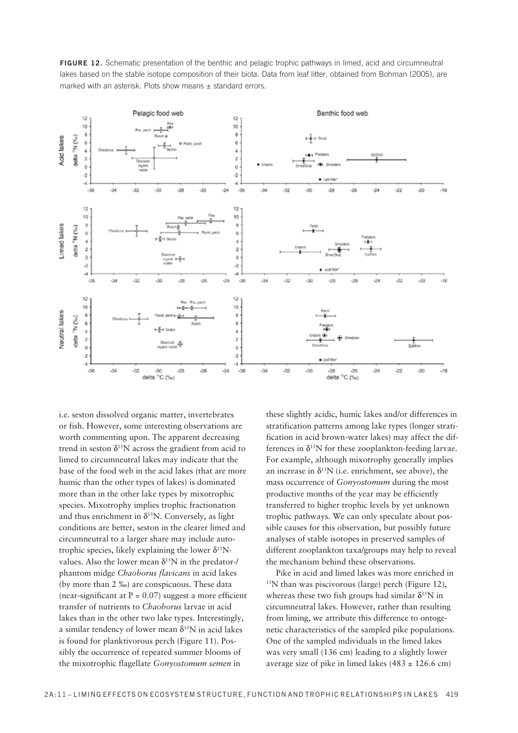**FIGURE 12.** Schematic presentation of the benthic and pelagic trophic pathways in limed, acid and circumneutral lakes based on the stable isotope composition of their biota. Data from leaf litter, obtained from Bohman (2005), are marked with an asterisk. Plots show means ± standard errors.

i.e. seston dissolved organic matter, invertebrates or fish. However, some interesting observations are worth commenting upon. The apparent decreasing trend in seston $\delta^{15}N$ across the gradient from acid to limed to circumneutral lakes may indicate that the base of the food web in the acid lakes (that are more humic than the other types of lakes) is dominated more than in the other lake types by mixotrophic species. Mixotrophy implies trophic fractionation and thus enrichment in $\delta^{15}N$. Conversely, as light conditions are better, seston in the clearer limed and circumneutral to a larger share may include autotrophic species, likely explaining the lower $\delta^{15}N$-values. Also the lower mean $\delta^{15}N$ in the predator-/phantom midge *Chaoborus flavicans* in acid lakes (by more than 2 ‰) are conspicuous. These data (near-significant at $P = 0.07$) suggest a more efficient transfer of nutrients to *Chaoborus* larvae in acid lakes than in the other two lake types. Interestingly, a similar tendency of lower mean $\delta^{15}N$ in acid lakes is found for planktivorous perch (Figure 11). Possibly the occurrence of repeated summer blooms of the mixotrophic flagellate *Gonyostomum semen* in these slightly acidic, humic lakes and/or differences in stratification patterns among lake types (longer stratification in acid brown-water lakes) may affect the differences in $\delta^{15}N$ for these zooplankton-feeding larvae. For example, although mixotrophy generally implies an increase in $\delta^{15}N$ (i.e. enrichment, see above), the mass occurrence of *Gonyostomum* during the most productive months of the year may be efficiently transferred to higher trophic levels by yet unknown trophic pathways. We can only speculate about possible causes for this observation, but possibly future analyses of stable isotopes in preserved samples of different zooplankton taxa/groups may help to reveal the mechanism behind these observations.

Pike in acid and limed lakes was more enriched in $^{15}N$ than was piscivorous (large) perch (Figure 12), whereas these two fish groups had similar $\delta^{15}N$ in circumneutral lakes. However, rather than resulting from liming, we attribute this difference to ontogenetic characteristics of the sampled pike populations. One of the sampled individuals in the limed lakes was very small (136 cm) leading to a slightly lower average size of pike in limed lakes (483 ± 126.6 cm)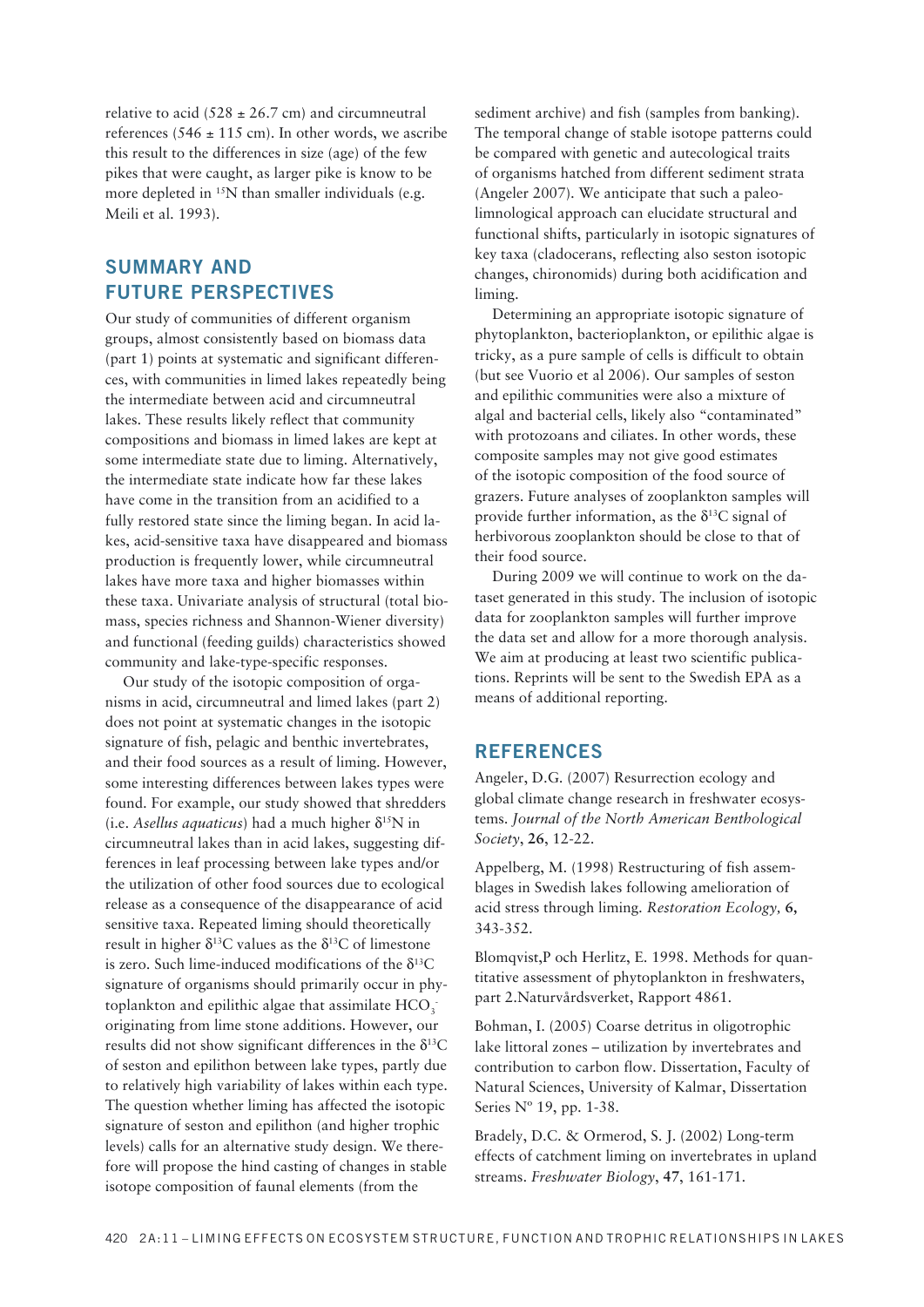relative to acid ($528 \pm 26.7$ cm) and circumneutral references ($546 \pm 115$ cm). In other words, we ascribe this result to the differences in size (age) of the few pikes that were caught, as larger pike is know to be more depleted in $^{15}N$ than smaller individuals (e.g. Meili et al. 1993).

## SUMMARY AND FUTURE PERSPECTIVES

Our study of communities of different organism groups, almost consistently based on biomass data (part 1) points at systematic and significant differences, with communities in limed lakes repeatedly being the intermediate between acid and circumneutral lakes. These results likely reflect that community compositions and biomass in limed lakes are kept at some intermediate state due to liming. Alternatively, the intermediate state indicate how far these lakes have come in the transition from an acidified to a fully restored state since the liming began. In acid lakes, acid-sensitive taxa have disappeared and biomass production is frequently lower, while circumneutral lakes have more taxa and higher biomasses within these taxa. Univariate analysis of structural (total biomass, species richness and Shannon-Wiener diversity) and functional (feeding guilds) characteristics showed community and lake-type-specific responses.

Our study of the isotopic composition of organisms in acid, circumneutral and limed lakes (part 2) does not point at systematic changes in the isotopic signature of fish, pelagic and benthic invertebrates, and their food sources as a result of liming. However, some interesting differences between lakes types were found. For example, our study showed that shredders (i.e. *Asellus aquaticus*) had a much higher $\delta^{15}N$ in circumneutral lakes than in acid lakes, suggesting differences in leaf processing between lake types and/or the utilization of other food sources due to ecological release as a consequence of the disappearance of acid sensitive taxa. Repeated liming should theoretically result in higher $\delta^{13}C$ values as the $\delta^{13}C$ of limestone is zero. Such lime-induced modifications of the $\delta^{13}C$ signature of organisms should primarily occur in phytoplankton and epilithic algae that assimilate $HCO_3^-$ originating from lime stone additions. However, our results did not show significant differences in the $\delta^{13}C$ of seston and epilithon between lake types, partly due to relatively high variability of lakes within each type. The question whether liming has affected the isotopic signature of seston and epilithon (and higher trophic levels) calls for an alternative study design. We therefore will propose the hind casting of changes in stable isotope composition of faunal elements (from the sediment archive) and fish (samples from banking). The temporal change of stable isotope patterns could be compared with genetic and autecological traits of organisms hatched from different sediment strata (Angeler 2007). We anticipate that such a paleolimnological approach can elucidate structural and functional shifts, particularly in isotopic signatures of key taxa (cladocerans, reflecting also seston isotopic changes, chironomids) during both acidification and liming.

Determining an appropriate isotopic signature of phytoplankton, bacterioplankton, or epilithic algae is tricky, as a pure sample of cells is difficult to obtain (but see Vuorio et al 2006). Our samples of seston and epilithic communities were also a mixture of algal and bacterial cells, likely also "contaminated" with protozoans and ciliates. In other words, these composite samples may not give good estimates of the isotopic composition of the food source of grazers. Future analyses of zooplankton samples will provide further information, as the $\delta^{13}C$ signal of herbivorous zooplankton should be close to that of their food source.

During 2009 we will continue to work on the dataset generated in this study. The inclusion of isotopic data for zooplankton samples will further improve the data set and allow for a more thorough analysis. We aim at producing at least two scientific publications. Reprints will be sent to the Swedish EPA as a means of additional reporting.

## REFERENCES

Angeler, D.G. (2007) Resurrection ecology and global climate change research in freshwater ecosystems. *Journal of the North American Benthological Society*, **26**, 12-22.

Appelberg, M. (1998) Restructuring of fish assemblages in Swedish lakes following amelioration of acid stress through liming. *Restoration Ecology,* **6,** 343-352.

Blomqvist,P och Herlitz, E. 1998. Methods for quantitative assessment of phytoplankton in freshwaters, part 2.Naturvårdsverket, Rapport 4861.

Bohman, I. (2005) Coarse detritus in oligotrophic lake littoral zones – utilization by invertebrates and contribution to carbon flow. Dissertation, Faculty of Natural Sciences, University of Kalmar, Dissertation Series Nº 19, pp. 1-38.

Bradely, D.C. & Ormerod, S. J. (2002) Long-term effects of catchment liming on invertebrates in upland streams. *Freshwater Biology*, **47**, 161-171.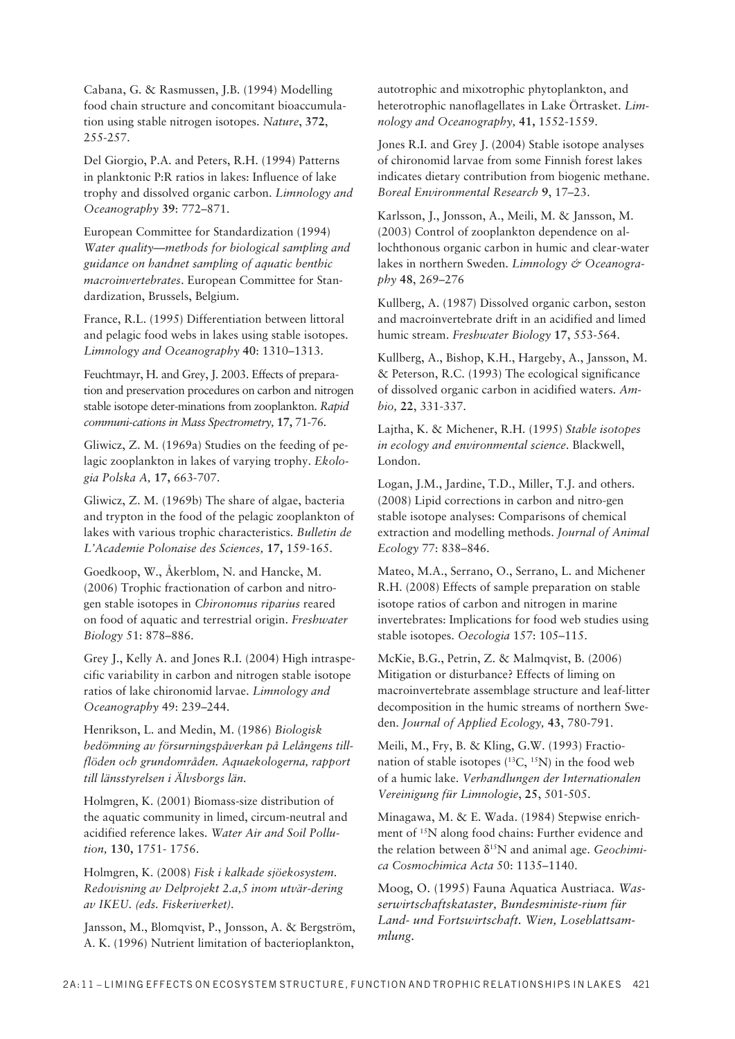Cabana, G. & Rasmussen, J.B. (1994) Modelling food chain structure and concomitant bioaccumulation using stable nitrogen isotopes. *Nature*, **372**, 255-257.

Del Giorgio, P.A. and Peters, R.H. (1994) Patterns in planktonic P:R ratios in lakes: Influence of lake trophy and dissolved organic carbon. *Limnology and Oceanography* **39**: 772–871.

European Committee for Standardization (1994) *Water quality—methods for biological sampling and guidance on handnet sampling of aquatic benthic macroinvertebrates*. European Committee for Standardization, Brussels, Belgium.

France, R.L. (1995) Differentiation between littoral and pelagic food webs in lakes using stable isotopes. *Limnology and Oceanography* **40**: 1310–1313.

Feuchtmayr, H. and Grey, J. 2003. Effects of preparation and preservation procedures on carbon and nitrogen stable isotope deter-minations from zooplankton. *Rapid communi-cations in Mass Spectrometry,* **17**, 71-76.

Gliwicz, Z. M. (1969a) Studies on the feeding of pelagic zooplankton in lakes of varying trophy. *Ekologia Polska A,* **17,** 663-707.

Gliwicz, Z. M. (1969b) The share of algae, bacteria and trypton in the food of the pelagic zooplankton of lakes with various trophic characteristics. *Bulletin de L'Academie Polonaise des Sciences,* **17**, 159-165.

Goedkoop, W., Åkerblom, N. and Hancke, M. (2006) Trophic fractionation of carbon and nitrogen stable isotopes in *Chironomus riparius* reared on food of aquatic and terrestrial origin. *Freshwater Biology* 51: 878–886.

Grey J., Kelly A. and Jones R.I. (2004) High intraspecific variability in carbon and nitrogen stable isotope ratios of lake chironomid larvae. *Limnology and Oceanography* 49: 239–244.

Henrikson, L. and Medin, M. (1986) *Biologisk bedömning av försurningspåverkan på Lelångens tillflöden och grundområden. Aquaekologerna, rapport till länsstyrelsen i Älvsborgs län.*

Holmgren, K. (2001) Biomass-size distribution of the aquatic community in limed, circum-neutral and acidified reference lakes. *Water Air and Soil Pollution,* **130,** 1751- 1756.

Holmgren, K. (2008) *Fisk i kalkade sjöekosystem. Redovisning av Delprojekt 2.a,5 inom utvär-dering av IKEU. (eds. Fiskeriverket).*

Jansson, M., Blomqvist, P., Jonsson, A. & Bergström, A. K. (1996) Nutrient limitation of bacterioplankton, autotrophic and mixotrophic phytoplankton, and heterotrophic nanoflagellates in Lake Örtrasket. *Limnology and Oceanography,* **41,** 1552-1559.

Jones R.I. and Grey J. (2004) Stable isotope analyses of chironomid larvae from some Finnish forest lakes indicates dietary contribution from biogenic methane. *Boreal Environmental Research* **9**, 17–23.

Karlsson, J., Jonsson, A., Meili, M. & Jansson, M. (2003) Control of zooplankton dependence on allochthonous organic carbon in humic and clear-water lakes in northern Sweden. *Limnology & Oceanography* **48**, 269–276

Kullberg, A. (1987) Dissolved organic carbon, seston and macroinvertebrate drift in an acidified and limed humic stream. *Freshwater Biology* **17**, 553-564.

Kullberg, A., Bishop, K.H., Hargeby, A., Jansson, M. & Peterson, R.C. (1993) The ecological significance of dissolved organic carbon in acidified waters. *Ambio,* **22**, 331-337.

Lajtha, K. & Michener, R.H. (1995) *Stable isotopes in ecology and environmental science*. Blackwell, London.

Logan, J.M., Jardine, T.D., Miller, T.J. and others. (2008) Lipid corrections in carbon and nitro-gen stable isotope analyses: Comparisons of chemical extraction and modelling methods. *Journal of Animal Ecology* 77: 838–846.

Mateo, M.A., Serrano, O., Serrano, L. and Michener R.H. (2008) Effects of sample preparation on stable isotope ratios of carbon and nitrogen in marine invertebrates: Implications for food web studies using stable isotopes. *Oecologia* 157: 105–115.

McKie, B.G., Petrin, Z. & Malmqvist, B. (2006) Mitigation or disturbance? Effects of liming on macroinvertebrate assemblage structure and leaf-litter decomposition in the humic streams of northern Sweden. *Journal of Applied Ecology,* **43**, 780-791.

Meili, M., Fry, B. & Kling, G.W. (1993) Fractionation of stable isotopes ($^{13}C$, $^{15}N$) in the food web of a humic lake. *Verhandlungen der Internationalen Vereinigung für Limnologie*, **25**, 501-505.

Minagawa, M. & E. Wada. (1984) Stepwise enrichment of $^{15}N$ along food chains: Further evidence and the relation between $\delta^{15}N$ and animal age. *Geochimica Cosmochimica Acta* 50: 1135–1140.

Moog, O. (1995) Fauna Aquatica Austriaca. *Wasserwirtschaftskataster, Bundesministe-rium für Land- und Fortswirtschaft. Wien, Loseblattsammlung.*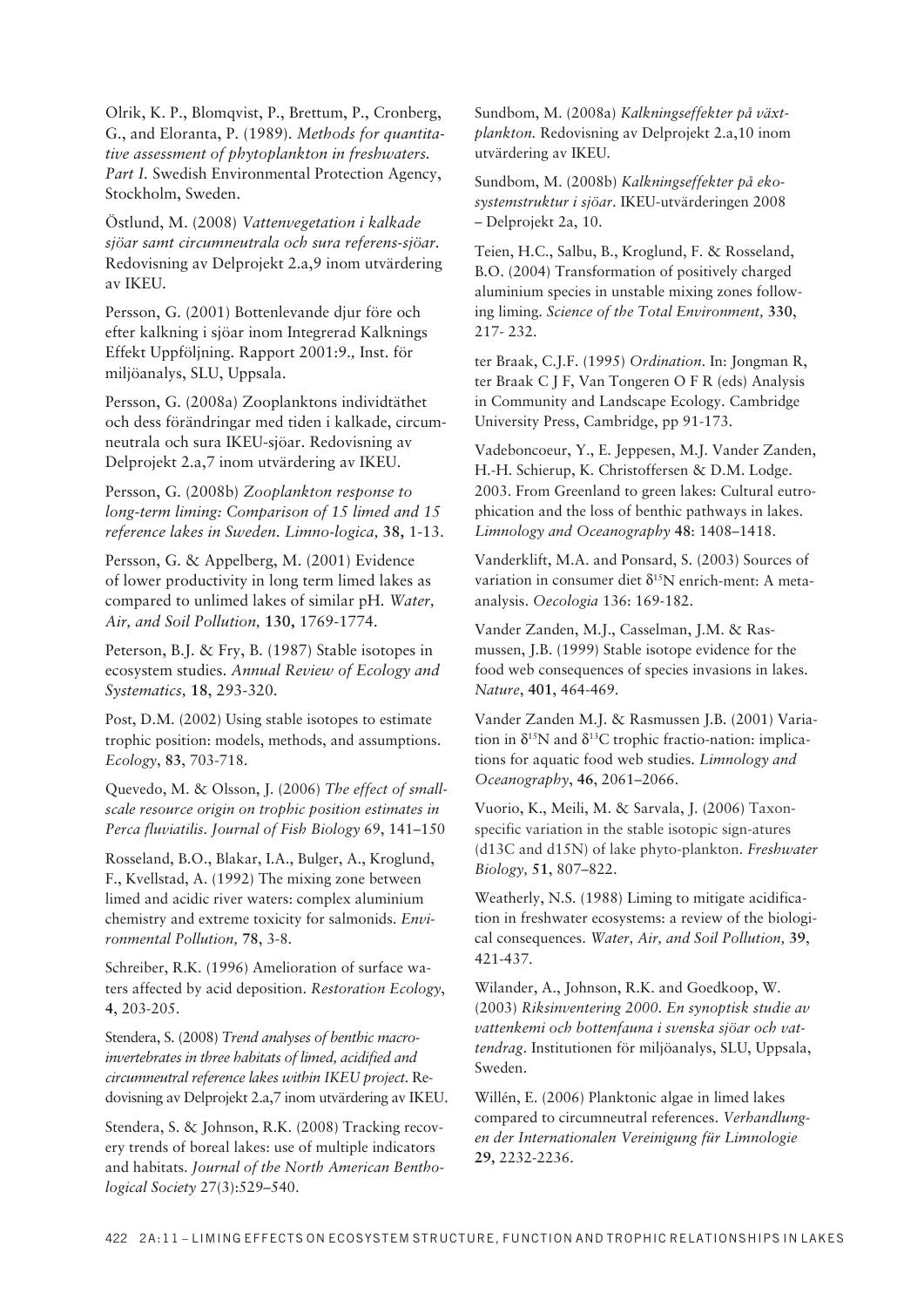Olrik, K. P., Blomqvist, P., Brettum, P., Cronberg, G., and Eloranta, P. (1989). *Methods for quantitative assessment of phytoplankton in freshwaters. Part I.* Swedish Environmental Protection Agency, Stockholm, Sweden.

Östlund, M. (2008) *Vattenvegetation i kalkade sjöar samt circumneutrala och sura referens-sjöar*. Redovisning av Delprojekt 2.a,9 inom utvärdering av IKEU.

Persson, G. (2001) Bottenlevande djur före och efter kalkning i sjöar inom Integrerad Kalknings Effekt Uppföljning. Rapport 2001:9., Inst. för miljöanalys, SLU, Uppsala.

Persson, G. (2008a) Zooplanktons individtäthet och dess förändringar med tiden i kalkade, circumneutrala och sura IKEU-sjöar. Redovisning av Delprojekt 2.a,7 inom utvärdering av IKEU.

Persson, G. (2008b) *Zooplankton response to long-term liming: Comparison of 15 limed and 15 reference lakes in Sweden. Limno-logica,* **38**, 1-13.

Persson, G. & Appelberg, M. (2001) Evidence of lower productivity in long term limed lakes as compared to unlimed lakes of similar pH. *Water, Air, and Soil Pollution,* **130**, 1769-1774.

Peterson, B.J. & Fry, B. (1987) Stable isotopes in ecosystem studies. *Annual Review of Ecology and Systematics,* **18**, 293-320.

Post, D.M. (2002) Using stable isotopes to estimate trophic position: models, methods, and assumptions. *Ecology*, **83**, 703-718.

Quevedo, M. & Olsson, J. (2006) *The effect of small-scale resource origin on trophic position estimates in Perca fluviatilis. Journal of Fish Biology* **69**, 141–150

Rosseland, B.O., Blakar, I.A., Bulger, A., Kroglund, F., Kvellstad, A. (1992) The mixing zone between limed and acidic river waters: complex aluminium chemistry and extreme toxicity for salmonids. *Environmental Pollution,* **78**, 3-8.

Schreiber, R.K. (1996) Amelioration of surface waters affected by acid deposition. *Restoration Ecology*, **4**, 203-205.

Stendera, S. (2008) *Trend analyses of benthic macroinvertebrates in three habitats of limed, acidified and circumneutral reference lakes within IKEU project.* Redovisning av Delprojekt 2.a,7 inom utvärdering av IKEU.

Stendera, S. & Johnson, R.K. (2008) Tracking recovery trends of boreal lakes: use of multiple indicators and habitats. *Journal of the North American Benthological Society* 27(3):529–540.

Sundbom, M. (2008a) *Kalkningseffekter på växtplankton.* Redovisning av Delprojekt 2.a,10 inom utvärdering av IKEU.

Sundbom, M. (2008b) *Kalkningseffekter på ekosystemstruktur i sjöar*. IKEU-utvärderingen 2008 – Delprojekt 2a, 10.

Teien, H.C., Salbu, B., Kroglund, F. & Rosseland, B.O. (2004) Transformation of positively charged aluminium species in unstable mixing zones following liming. *Science of the Total Environment,* **330**, 217- 232.

ter Braak, C.J.F. (1995) *Ordination*. In: Jongman R, ter Braak C J F, Van Tongeren O F R (eds) Analysis in Community and Landscape Ecology. Cambridge University Press, Cambridge, pp 91-173.

Vadeboncoeur, Y., E. Jeppesen, M.J. Vander Zanden, H.-H. Schierup, K. Christoffersen & D.M. Lodge. 2003. From Greenland to green lakes: Cultural eutrophication and the loss of benthic pathways in lakes. *Limnology and Oceanography* **48**: 1408–1418.

Vanderklift, M.A. and Ponsard, S. (2003) Sources of variation in consumer diet $\delta^{15}$N enrich-ment: A meta-analysis. *Oecologia* 136: 169-182.

Vander Zanden, M.J., Casselman, J.M. & Rasmussen, J.B. (1999) Stable isotope evidence for the food web consequences of species invasions in lakes. *Nature*, **401**, 464-469.

Vander Zanden M.J. & Rasmussen J.B. (2001) Variation in $\delta^{15}$N and $\delta^{13}$C trophic fractio-nation: implications for aquatic food web studies. *Limnology and Oceanography*, **46**, 2061–2066.

Vuorio, K., Meili, M. & Sarvala, J. (2006) Taxon-specific variation in the stable isotopic sign-atures (d13C and d15N) of lake phyto-plankton. *Freshwater Biology,* **51**, 807–822.

Weatherly, N.S. (1988) Liming to mitigate acidification in freshwater ecosystems: a review of the biological consequences. *Water, Air, and Soil Pollution,* **39**, 421-437.

Wilander, A., Johnson, R.K. and Goedkoop, W. (2003) *Riksinventering 2000. En synoptisk studie av vattenkemi och bottenfauna i svenska sjöar och vattendrag*. Institutionen för miljöanalys, SLU, Uppsala, Sweden.

Willén, E. (2006) Planktonic algae in limed lakes compared to circumneutral references. *Verhandlungen der Internationalen Vereinigung für Limnologie* **29**, 2232-2236.